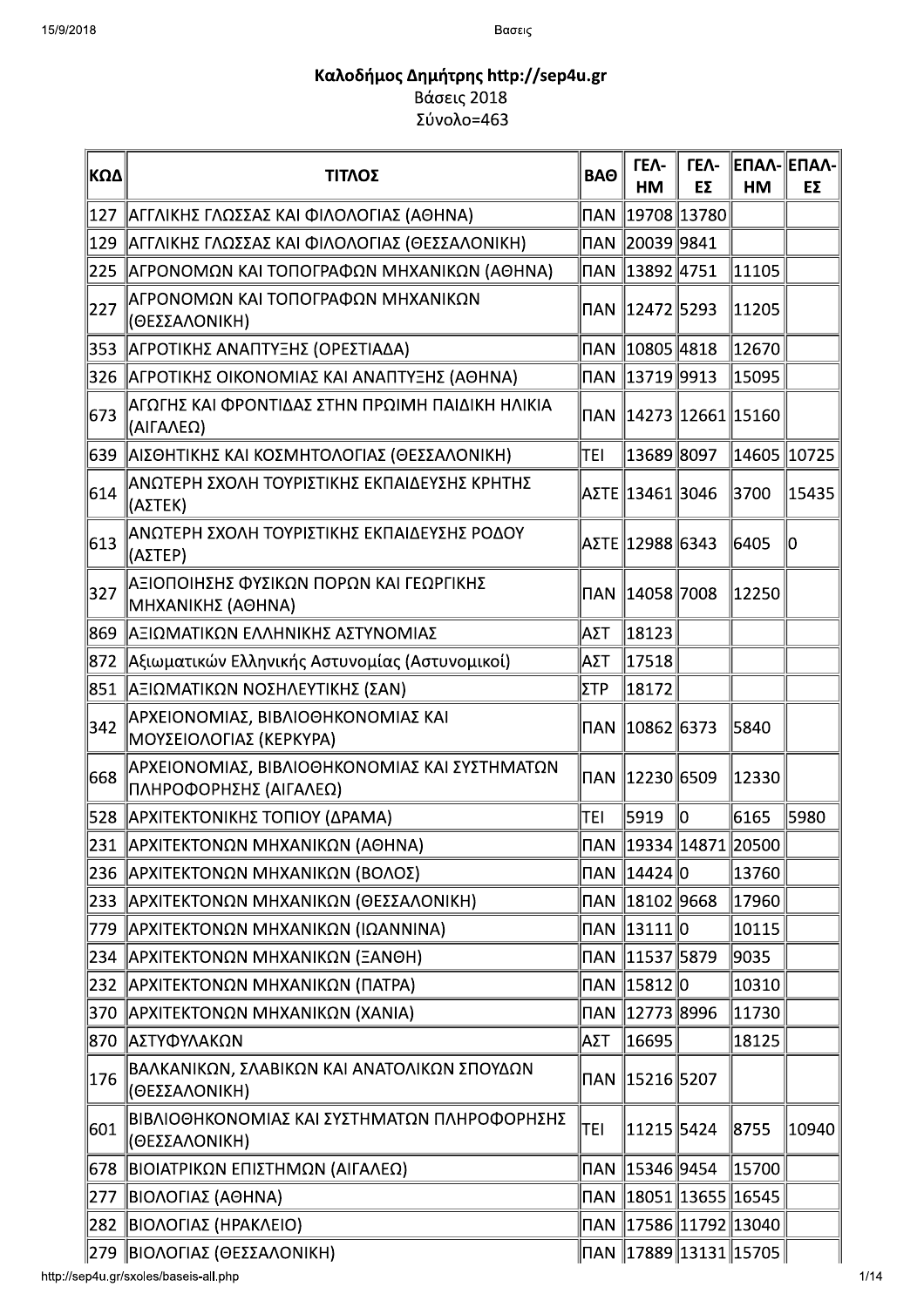**Καλοδήμος Δημήτρης http://sep4u.gr**
Βάσεις 2018
Σύνολο=463

| ΚΩΔ | ΤΙΤΛΟΣ | ΒΑΘ | ΓΕΛ-ΗΜ | ΓΕΛ-ΕΣ | ΕΠΑΛ-ΗΜ | ΕΠΑΛ-ΕΣ |
|---|---|---|---|---|---|---|
| 127 | ΑΓΓΛΙΚΗΣ ΓΛΩΣΣΑΣ ΚΑΙ ΦΙΛΟΛΟΓΙΑΣ (ΑΘΗΝΑ) | ΠΑΝ | 19708 | 13780 | | |
| 129 | ΑΓΓΛΙΚΗΣ ΓΛΩΣΣΑΣ ΚΑΙ ΦΙΛΟΛΟΓΙΑΣ (ΘΕΣΣΑΛΟΝΙΚΗ) | ΠΑΝ | 20039 | 9841 | | |
| 225 | ΑΓΡΟΝΟΜΩΝ ΚΑΙ ΤΟΠΟΓΡΑΦΩΝ ΜΗΧΑΝΙΚΩΝ (ΑΘΗΝΑ) | ΠΑΝ | 13892 | 4751 | 11105 | |
| 227 | ΑΓΡΟΝΟΜΩΝ ΚΑΙ ΤΟΠΟΓΡΑΦΩΝ ΜΗΧΑΝΙΚΩΝ (ΘΕΣΣΑΛΟΝΙΚΗ) | ΠΑΝ | 12472 | 5293 | 11205 | |
| 353 | ΑΓΡΟΤΙΚΗΣ ΑΝΑΠΤΥΞΗΣ (ΟΡΕΣΤΙΑΔΑ) | ΠΑΝ | 10805 | 4818 | 12670 | |
| 326 | ΑΓΡΟΤΙΚΗΣ ΟΙΚΟΝΟΜΙΑΣ ΚΑΙ ΑΝΑΠΤΥΞΗΣ (ΑΘΗΝΑ) | ΠΑΝ | 13719 | 9913 | 15095 | |
| 673 | ΑΓΩΓΗΣ ΚΑΙ ΦΡΟΝΤΙΔΑΣ ΣΤΗΝ ΠΡΩΙΜΗ ΠΑΙΔΙΚΗ ΗΛΙΚΙΑ (ΑΙΓΑΛΕΩ) | ΠΑΝ | 14273 | 12661 | 15160 | |
| 639 | ΑΙΣΘΗΤΙΚΗΣ ΚΑΙ ΚΟΣΜΗΤΟΛΟΓΙΑΣ (ΘΕΣΣΑΛΟΝΙΚΗ) | ΤΕΙ | 13689 | 8097 | 14605 | 10725 |
| 614 | ΑΝΩΤΕΡΗ ΣΧΟΛΗ ΤΟΥΡΙΣΤΙΚΗΣ ΕΚΠΑΙΔΕΥΣΗΣ ΚΡΗΤΗΣ (ΑΣΤΕΚ) | ΑΣΤΕ | 13461 | 3046 | 3700 | 15435 |
| 613 | ΑΝΩΤΕΡΗ ΣΧΟΛΗ ΤΟΥΡΙΣΤΙΚΗΣ ΕΚΠΑΙΔΕΥΣΗΣ ΡΟΔΟΥ (ΑΣΤΕΡ) | ΑΣΤΕ | 12988 | 6343 | 6405 | 0 |
| 327 | ΑΞΙΟΠΟΙΗΣΗΣ ΦΥΣΙΚΩΝ ΠΟΡΩΝ ΚΑΙ ΓΕΩΡΓΙΚΗΣ ΜΗΧΑΝΙΚΗΣ (ΑΘΗΝΑ) | ΠΑΝ | 14058 | 7008 | 12250 | |
| 869 | ΑΞΙΩΜΑΤΙΚΩΝ ΕΛΛΗΝΙΚΗΣ ΑΣΤΥΝΟΜΙΑΣ | ΑΣΤ | 18123 | | | |
| 872 | Αξιωματικών Ελληνικής Αστυνομίας (Αστυνομικοί) | ΑΣΤ | 17518 | | | |
| 851 | ΑΞΙΩΜΑΤΙΚΩΝ ΝΟΣΗΛΕΥΤΙΚΗΣ (ΣΑΝ) | ΣΤΡ | 18172 | | | |
| 342 | ΑΡΧΕΙΟΝΟΜΙΑΣ, ΒΙΒΛΙΟΘΗΚΟΝΟΜΙΑΣ ΚΑΙ ΜΟΥΣΕΙΟΛΟΓΙΑΣ (ΚΕΡΚΥΡΑ) | ΠΑΝ | 10862 | 6373 | 5840 | |
| 668 | ΑΡΧΕΙΟΝΟΜΙΑΣ, ΒΙΒΛΙΟΘΗΚΟΝΟΜΙΑΣ ΚΑΙ ΣΥΣΤΗΜΑΤΩΝ ΠΛΗΡΟΦΟΡΗΣΗΣ (ΑΙΓΑΛΕΩ) | ΠΑΝ | 12230 | 6509 | 12330 | |
| 528 | ΑΡΧΙΤΕΚΤΟΝΙΚΗΣ ΤΟΠΙΟΥ (ΔΡΑΜΑ) | ΤΕΙ | 5919 | 0 | 6165 | 5980 |
| 231 | ΑΡΧΙΤΕΚΤΟΝΩΝ ΜΗΧΑΝΙΚΩΝ (ΑΘΗΝΑ) | ΠΑΝ | 19334 | 14871 | 20500 | |
| 236 | ΑΡΧΙΤΕΚΤΟΝΩΝ ΜΗΧΑΝΙΚΩΝ (ΒΟΛΟΣ) | ΠΑΝ | 14424 | 0 | 13760 | |
| 233 | ΑΡΧΙΤΕΚΤΟΝΩΝ ΜΗΧΑΝΙΚΩΝ (ΘΕΣΣΑΛΟΝΙΚΗ) | ΠΑΝ | 18102 | 9668 | 17960 | |
| 779 | ΑΡΧΙΤΕΚΤΟΝΩΝ ΜΗΧΑΝΙΚΩΝ (ΙΩΑΝΝΙΝΑ) | ΠΑΝ | 13111 | 0 | 10115 | |
| 234 | ΑΡΧΙΤΕΚΤΟΝΩΝ ΜΗΧΑΝΙΚΩΝ (ΞΑΝΘΗ) | ΠΑΝ | 11537 | 5879 | 9035 | |
| 232 | ΑΡΧΙΤΕΚΤΟΝΩΝ ΜΗΧΑΝΙΚΩΝ (ΠΑΤΡΑ) | ΠΑΝ | 15812 | 0 | 10310 | |
| 370 | ΑΡΧΙΤΕΚΤΟΝΩΝ ΜΗΧΑΝΙΚΩΝ (ΧΑΝΙΑ) | ΠΑΝ | 12773 | 8996 | 11730 | |
| 870 | ΑΣΤΥΦΥΛΑΚΩΝ | ΑΣΤ | 16695 | | 18125 | |
| 176 | ΒΑΛΚΑΝΙΚΩΝ, ΣΛΑΒΙΚΩΝ ΚΑΙ ΑΝΑΤΟΛΙΚΩΝ ΣΠΟΥΔΩΝ (ΘΕΣΣΑΛΟΝΙΚΗ) | ΠΑΝ | 15216 | 5207 | | |
| 601 | ΒΙΒΛΙΟΘΗΚΟΝΟΜΙΑΣ ΚΑΙ ΣΥΣΤΗΜΑΤΩΝ ΠΛΗΡΟΦΟΡΗΣΗΣ (ΘΕΣΣΑΛΟΝΙΚΗ) | ΤΕΙ | 11215 | 5424 | 8755 | 10940 |
| 678 | ΒΙΟΙΑΤΡΙΚΩΝ ΕΠΙΣΤΗΜΩΝ (ΑΙΓΑΛΕΩ) | ΠΑΝ | 15346 | 9454 | 15700 | |
| 277 | ΒΙΟΛΟΓΙΑΣ (ΑΘΗΝΑ) | ΠΑΝ | 18051 | 13655 | 16545 | |
| 282 | ΒΙΟΛΟΓΙΑΣ (ΗΡΑΚΛΕΙΟ) | ΠΑΝ | 17586 | 11792 | 13040 | |
| 279 | ΒΙΟΛΟΓΙΑΣ (ΘΕΣΣΑΛΟΝΙΚΗ) | ΠΑΝ | 17889 | 13131 | 15705 | |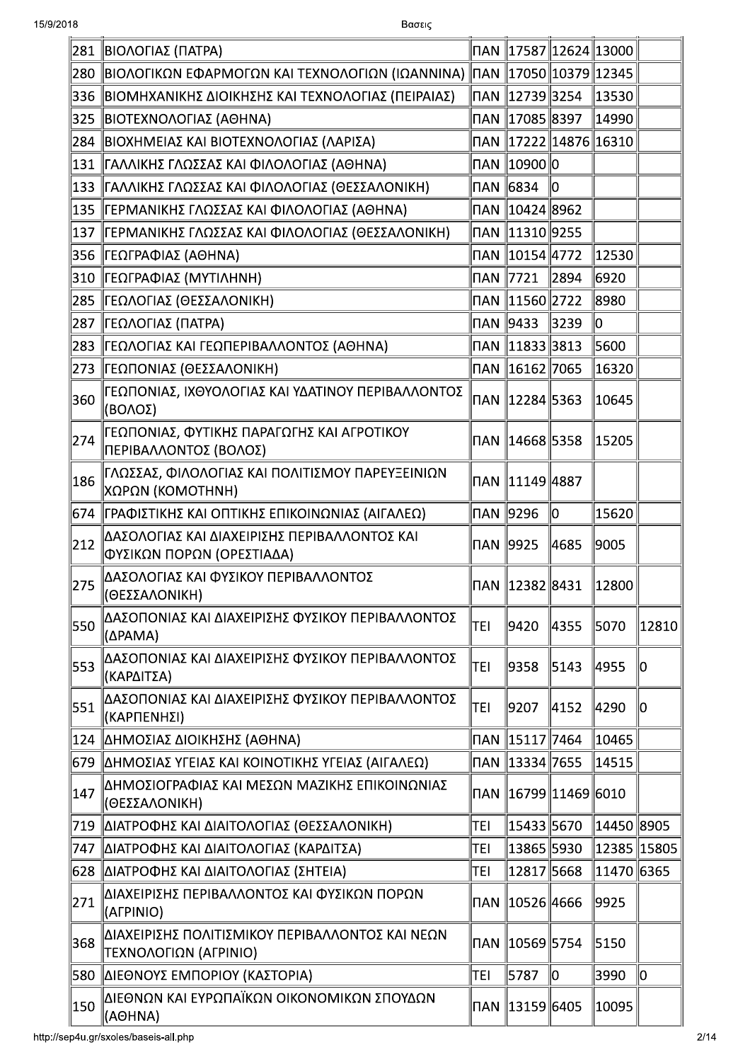| | | | | | | |
|---|---|---|---|---|---|---|
| 281 | ΒΙΟΛΟΓΙΑΣ (ΠΑΤΡΑ) | ΠΑΝ | 17587 | 12624 | 13000 | |
| 280 | ΒΙΟΛΟΓΙΚΩΝ ΕΦΑΡΜΟΓΩΝ ΚΑΙ ΤΕΧΝΟΛΟΓΙΩΝ (ΙΩΑΝΝΙΝΑ) | ΠΑΝ | 17050 | 10379 | 12345 | |
| 336 | ΒΙΟΜΗΧΑΝΙΚΗΣ ΔΙΟΙΚΗΣΗΣ ΚΑΙ ΤΕΧΝΟΛΟΓΙΑΣ (ΠΕΙΡΑΙΑΣ) | ΠΑΝ | 12739 | 3254 | 13530 | |
| 325 | ΒΙΟΤΕΧΝΟΛΟΓΙΑΣ (ΑΘΗΝΑ) | ΠΑΝ | 17085 | 8397 | 14990 | |
| 284 | ΒΙΟΧΗΜΕΙΑΣ ΚΑΙ ΒΙΟΤΕΧΝΟΛΟΓΙΑΣ (ΛΑΡΙΣΑ) | ΠΑΝ | 17222 | 14876 | 16310 | |
| 131 | ΓΑΛΛΙΚΗΣ ΓΛΩΣΣΑΣ ΚΑΙ ΦΙΛΟΛΟΓΙΑΣ (ΑΘΗΝΑ) | ΠΑΝ | 10900 | 0 | | |
| 133 | ΓΑΛΛΙΚΗΣ ΓΛΩΣΣΑΣ ΚΑΙ ΦΙΛΟΛΟΓΙΑΣ (ΘΕΣΣΑΛΟΝΙΚΗ) | ΠΑΝ | 6834 | 0 | | |
| 135 | ΓΕΡΜΑΝΙΚΗΣ ΓΛΩΣΣΑΣ ΚΑΙ ΦΙΛΟΛΟΓΙΑΣ (ΑΘΗΝΑ) | ΠΑΝ | 10424 | 8962 | | |
| 137 | ΓΕΡΜΑΝΙΚΗΣ ΓΛΩΣΣΑΣ ΚΑΙ ΦΙΛΟΛΟΓΙΑΣ (ΘΕΣΣΑΛΟΝΙΚΗ) | ΠΑΝ | 11310 | 9255 | | |
| 356 | ΓΕΩΓΡΑΦΙΑΣ (ΑΘΗΝΑ) | ΠΑΝ | 10154 | 4772 | 12530 | |
| 310 | ΓΕΩΓΡΑΦΙΑΣ (ΜΥΤΙΛΗΝΗ) | ΠΑΝ | 7721 | 2894 | 6920 | |
| 285 | ΓΕΩΛΟΓΙΑΣ (ΘΕΣΣΑΛΟΝΙΚΗ) | ΠΑΝ | 11560 | 2722 | 8980 | |
| 287 | ΓΕΩΛΟΓΙΑΣ (ΠΑΤΡΑ) | ΠΑΝ | 9433 | 3239 | 0 | |
| 283 | ΓΕΩΛΟΓΙΑΣ ΚΑΙ ΓΕΩΠΕΡΙΒΑΛΛΟΝΤΟΣ (ΑΘΗΝΑ) | ΠΑΝ | 11833 | 3813 | 5600 | |
| 273 | ΓΕΩΠΟΝΙΑΣ (ΘΕΣΣΑΛΟΝΙΚΗ) | ΠΑΝ | 16162 | 7065 | 16320 | |
| 360 | ΓΕΩΠΟΝΙΑΣ, ΙΧΘΥΟΛΟΓΙΑΣ ΚΑΙ ΥΔΑΤΙΝΟΥ ΠΕΡΙΒΑΛΛΟΝΤΟΣ (ΒΟΛΟΣ) | ΠΑΝ | 12284 | 5363 | 10645 | |
| 274 | ΓΕΩΠΟΝΙΑΣ, ΦΥΤΙΚΗΣ ΠΑΡΑΓΩΓΗΣ ΚΑΙ ΑΓΡΟΤΙΚΟΥ ΠΕΡΙΒΑΛΛΟΝΤΟΣ (ΒΟΛΟΣ) | ΠΑΝ | 14668 | 5358 | 15205 | |
| 186 | ΓΛΩΣΣΑΣ, ΦΙΛΟΛΟΓΙΑΣ ΚΑΙ ΠΟΛΙΤΙΣΜΟΥ ΠΑΡΕΥΞΕΙΝΙΩΝ ΧΩΡΩΝ (ΚΟΜΟΤΗΝΗ) | ΠΑΝ | 11149 | 4887 | | |
| 674 | ΓΡΑΦΙΣΤΙΚΗΣ ΚΑΙ ΟΠΤΙΚΗΣ ΕΠΙΚΟΙΝΩΝΙΑΣ (ΑΙΓΑΛΕΩ) | ΠΑΝ | 9296 | 0 | 15620 | |
| 212 | ΔΑΣΟΛΟΓΙΑΣ ΚΑΙ ΔΙΑΧΕΙΡΙΣΗΣ ΠΕΡΙΒΑΛΛΟΝΤΟΣ ΚΑΙ ΦΥΣΙΚΩΝ ΠΟΡΩΝ (ΟΡΕΣΤΙΑΔΑ) | ΠΑΝ | 9925 | 4685 | 9005 | |
| 275 | ΔΑΣΟΛΟΓΙΑΣ ΚΑΙ ΦΥΣΙΚΟΥ ΠΕΡΙΒΑΛΛΟΝΤΟΣ (ΘΕΣΣΑΛΟΝΙΚΗ) | ΠΑΝ | 12382 | 8431 | 12800 | |
| 550 | ΔΑΣΟΠΟΝΙΑΣ ΚΑΙ ΔΙΑΧΕΙΡΙΣΗΣ ΦΥΣΙΚΟΥ ΠΕΡΙΒΑΛΛΟΝΤΟΣ (ΔΡΑΜΑ) | ΤΕΙ | 9420 | 4355 | 5070 | 12810 |
| 553 | ΔΑΣΟΠΟΝΙΑΣ ΚΑΙ ΔΙΑΧΕΙΡΙΣΗΣ ΦΥΣΙΚΟΥ ΠΕΡΙΒΑΛΛΟΝΤΟΣ (ΚΑΡΔΙΤΣΑ) | ΤΕΙ | 9358 | 5143 | 4955 | 0 |
| 551 | ΔΑΣΟΠΟΝΙΑΣ ΚΑΙ ΔΙΑΧΕΙΡΙΣΗΣ ΦΥΣΙΚΟΥ ΠΕΡΙΒΑΛΛΟΝΤΟΣ (ΚΑΡΠΕΝΗΣΙ) | ΤΕΙ | 9207 | 4152 | 4290 | 0 |
| 124 | ΔΗΜΟΣΙΑΣ ΔΙΟΙΚΗΣΗΣ (ΑΘΗΝΑ) | ΠΑΝ | 15117 | 7464 | 10465 | |
| 679 | ΔΗΜΟΣΙΑΣ ΥΓΕΙΑΣ ΚΑΙ ΚΟΙΝΟΤΙΚΗΣ ΥΓΕΙΑΣ (ΑΙΓΑΛΕΩ) | ΠΑΝ | 13334 | 7655 | 14515 | |
| 147 | ΔΗΜΟΣΙΟΓΡΑΦΙΑΣ ΚΑΙ ΜΕΣΩΝ ΜΑΖΙΚΗΣ ΕΠΙΚΟΙΝΩΝΙΑΣ (ΘΕΣΣΑΛΟΝΙΚΗ) | ΠΑΝ | 16799 | 11469 | 6010 | |
| 719 | ΔΙΑΤΡΟΦΗΣ ΚΑΙ ΔΙΑΙΤΟΛΟΓΙΑΣ (ΘΕΣΣΑΛΟΝΙΚΗ) | ΤΕΙ | 15433 | 5670 | 14450 | 8905 |
| 747 | ΔΙΑΤΡΟΦΗΣ ΚΑΙ ΔΙΑΙΤΟΛΟΓΙΑΣ (ΚΑΡΔΙΤΣΑ) | ΤΕΙ | 13865 | 5930 | 12385 | 15805 |
| 628 | ΔΙΑΤΡΟΦΗΣ ΚΑΙ ΔΙΑΙΤΟΛΟΓΙΑΣ (ΣΗΤΕΙΑ) | ΤΕΙ | 12817 | 5668 | 11470 | 6365 |
| 271 | ΔΙΑΧΕΙΡΙΣΗΣ ΠΕΡΙΒΑΛΛΟΝΤΟΣ ΚΑΙ ΦΥΣΙΚΩΝ ΠΟΡΩΝ (ΑΓΡΙΝΙΟ) | ΠΑΝ | 10526 | 4666 | 9925 | |
| 368 | ΔΙΑΧΕΙΡΙΣΗΣ ΠΟΛΙΤΙΣΜΙΚΟΥ ΠΕΡΙΒΑΛΛΟΝΤΟΣ ΚΑΙ ΝΕΩΝ ΤΕΧΝΟΛΟΓΙΩΝ (ΑΓΡΙΝΙΟ) | ΠΑΝ | 10569 | 5754 | 5150 | |
| 580 | ΔΙΕΘΝΟΥΣ ΕΜΠΟΡΙΟΥ (ΚΑΣΤΟΡΙΑ) | ΤΕΙ | 5787 | 0 | 3990 | 0 |
| 150 | ΔΙΕΘΝΩΝ ΚΑΙ ΕΥΡΩΠΑΪΚΩΝ ΟΙΚΟΝΟΜΙΚΩΝ ΣΠΟΥΔΩΝ (ΑΘΗΝΑ) | ΠΑΝ | 13159 | 6405 | 10095 | |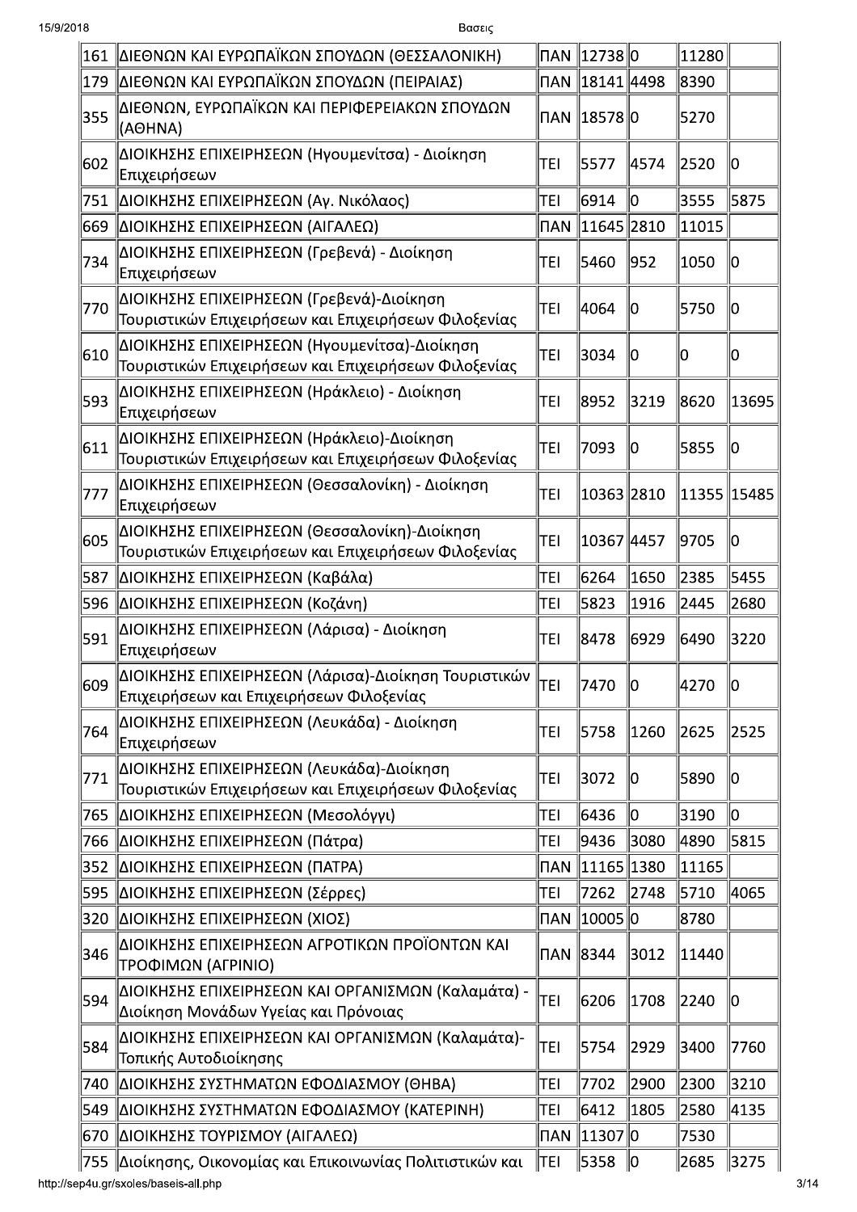| | | | | | | |
|---|---|---|---|---|---|---|
| 161 | ΔΙΕΘΝΩΝ ΚΑΙ ΕΥΡΩΠΑΪΚΩΝ ΣΠΟΥΔΩΝ (ΘΕΣΣΑΛΟΝΙΚΗ) | ΠΑΝ | 12738 | 0 | 11280 | |
| 179 | ΔΙΕΘΝΩΝ ΚΑΙ ΕΥΡΩΠΑΪΚΩΝ ΣΠΟΥΔΩΝ (ΠΕΙΡΑΙΑΣ) | ΠΑΝ | 18141 | 4498 | 8390 | |
| 355 | ΔΙΕΘΝΩΝ, ΕΥΡΩΠΑΪΚΩΝ ΚΑΙ ΠΕΡΙΦΕΡΕΙΑΚΩΝ ΣΠΟΥΔΩΝ (ΑΘΗΝΑ) | ΠΑΝ | 18578 | 0 | 5270 | |
| 602 | ΔΙΟΙΚΗΣΗΣ ΕΠΙΧΕΙΡΗΣΕΩΝ (Ηγουμενίτσα) - Διοίκηση Επιχειρήσεων | ΤΕΙ | 5577 | 4574 | 2520 | 0 |
| 751 | ΔΙΟΙΚΗΣΗΣ ΕΠΙΧΕΙΡΗΣΕΩΝ (Αγ. Νικόλαος) | ΤΕΙ | 6914 | 0 | 3555 | 5875 |
| 669 | ΔΙΟΙΚΗΣΗΣ ΕΠΙΧΕΙΡΗΣΕΩΝ (ΑΙΓΑΛΕΩ) | ΠΑΝ | 11645 | 2810 | 11015 | |
| 734 | ΔΙΟΙΚΗΣΗΣ ΕΠΙΧΕΙΡΗΣΕΩΝ (Γρεβενά) - Διοίκηση Επιχειρήσεων | ΤΕΙ | 5460 | 952 | 1050 | 0 |
| 770 | ΔΙΟΙΚΗΣΗΣ ΕΠΙΧΕΙΡΗΣΕΩΝ (Γρεβενά)-Διοίκηση Τουριστικών Επιχειρήσεων και Επιχειρήσεων Φιλοξενίας | ΤΕΙ | 4064 | 0 | 5750 | 0 |
| 610 | ΔΙΟΙΚΗΣΗΣ ΕΠΙΧΕΙΡΗΣΕΩΝ (Ηγουμενίτσα)-Διοίκηση Τουριστικών Επιχειρήσεων και Επιχειρήσεων Φιλοξενίας | ΤΕΙ | 3034 | 0 | 0 | 0 |
| 593 | ΔΙΟΙΚΗΣΗΣ ΕΠΙΧΕΙΡΗΣΕΩΝ (Ηράκλειο) - Διοίκηση Επιχειρήσεων | ΤΕΙ | 8952 | 3219 | 8620 | 13695 |
| 611 | ΔΙΟΙΚΗΣΗΣ ΕΠΙΧΕΙΡΗΣΕΩΝ (Ηράκλειο)-Διοίκηση Τουριστικών Επιχειρήσεων και Επιχειρήσεων Φιλοξενίας | ΤΕΙ | 7093 | 0 | 5855 | 0 |
| 777 | ΔΙΟΙΚΗΣΗΣ ΕΠΙΧΕΙΡΗΣΕΩΝ (Θεσσαλονίκη) - Διοίκηση Επιχειρήσεων | ΤΕΙ | 10363 | 2810 | 11355 | 15485 |
| 605 | ΔΙΟΙΚΗΣΗΣ ΕΠΙΧΕΙΡΗΣΕΩΝ (Θεσσαλονίκη)-Διοίκηση Τουριστικών Επιχειρήσεων και Επιχειρήσεων Φιλοξενίας | ΤΕΙ | 10367 | 4457 | 9705 | 0 |
| 587 | ΔΙΟΙΚΗΣΗΣ ΕΠΙΧΕΙΡΗΣΕΩΝ (Καβάλα) | ΤΕΙ | 6264 | 1650 | 2385 | 5455 |
| 596 | ΔΙΟΙΚΗΣΗΣ ΕΠΙΧΕΙΡΗΣΕΩΝ (Κοζάνη) | ΤΕΙ | 5823 | 1916 | 2445 | 2680 |
| 591 | ΔΙΟΙΚΗΣΗΣ ΕΠΙΧΕΙΡΗΣΕΩΝ (Λάρισα) - Διοίκηση Επιχειρήσεων | ΤΕΙ | 8478 | 6929 | 6490 | 3220 |
| 609 | ΔΙΟΙΚΗΣΗΣ ΕΠΙΧΕΙΡΗΣΕΩΝ (Λάρισα)-Διοίκηση Τουριστικών Επιχειρήσεων και Επιχειρήσεων Φιλοξενίας | ΤΕΙ | 7470 | 0 | 4270 | 0 |
| 764 | ΔΙΟΙΚΗΣΗΣ ΕΠΙΧΕΙΡΗΣΕΩΝ (Λευκάδα) - Διοίκηση Επιχειρήσεων | ΤΕΙ | 5758 | 1260 | 2625 | 2525 |
| 771 | ΔΙΟΙΚΗΣΗΣ ΕΠΙΧΕΙΡΗΣΕΩΝ (Λευκάδα)-Διοίκηση Τουριστικών Επιχειρήσεων και Επιχειρήσεων Φιλοξενίας | ΤΕΙ | 3072 | 0 | 5890 | 0 |
| 765 | ΔΙΟΙΚΗΣΗΣ ΕΠΙΧΕΙΡΗΣΕΩΝ (Μεσολόγγι) | ΤΕΙ | 6436 | 0 | 3190 | 0 |
| 766 | ΔΙΟΙΚΗΣΗΣ ΕΠΙΧΕΙΡΗΣΕΩΝ (Πάτρα) | ΤΕΙ | 9436 | 3080 | 4890 | 5815 |
| 352 | ΔΙΟΙΚΗΣΗΣ ΕΠΙΧΕΙΡΗΣΕΩΝ (ΠΑΤΡΑ) | ΠΑΝ | 11165 | 1380 | 11165 | |
| 595 | ΔΙΟΙΚΗΣΗΣ ΕΠΙΧΕΙΡΗΣΕΩΝ (Σέρρες) | ΤΕΙ | 7262 | 2748 | 5710 | 4065 |
| 320 | ΔΙΟΙΚΗΣΗΣ ΕΠΙΧΕΙΡΗΣΕΩΝ (ΧΙΟΣ) | ΠΑΝ | 10005 | 0 | 8780 | |
| 346 | ΔΙΟΙΚΗΣΗΣ ΕΠΙΧΕΙΡΗΣΕΩΝ ΑΓΡΟΤΙΚΩΝ ΠΡΟΪΟΝΤΩΝ ΚΑΙ ΤΡΟΦΙΜΩΝ (ΑΓΡΙΝΙΟ) | ΠΑΝ | 8344 | 3012 | 11440 | |
| 594 | ΔΙΟΙΚΗΣΗΣ ΕΠΙΧΕΙΡΗΣΕΩΝ ΚΑΙ ΟΡΓΑΝΙΣΜΩΝ (Καλαμάτα) - Διοίκηση Μονάδων Υγείας και Πρόνοιας | ΤΕΙ | 6206 | 1708 | 2240 | 0 |
| 584 | ΔΙΟΙΚΗΣΗΣ ΕΠΙΧΕΙΡΗΣΕΩΝ ΚΑΙ ΟΡΓΑΝΙΣΜΩΝ (Καλαμάτα)-Τοπικής Αυτοδιοίκησης | ΤΕΙ | 5754 | 2929 | 3400 | 7760 |
| 740 | ΔΙΟΙΚΗΣΗΣ ΣΥΣΤΗΜΑΤΩΝ ΕΦΟΔΙΑΣΜΟΥ (ΘΗΒΑ) | ΤΕΙ | 7702 | 2900 | 2300 | 3210 |
| 549 | ΔΙΟΙΚΗΣΗΣ ΣΥΣΤΗΜΑΤΩΝ ΕΦΟΔΙΑΣΜΟΥ (ΚΑΤΕΡΙΝΗ) | ΤΕΙ | 6412 | 1805 | 2580 | 4135 |
| 670 | ΔΙΟΙΚΗΣΗΣ ΤΟΥΡΙΣΜΟΥ (ΑΙΓΑΛΕΩ) | ΠΑΝ | 11307 | 0 | 7530 | |
| 755 | Διοίκησης, Οικονομίας και Επικοινωνίας Πολιτιστικών και | ΤΕΙ | 5358 | 0 | 2685 | 3275 |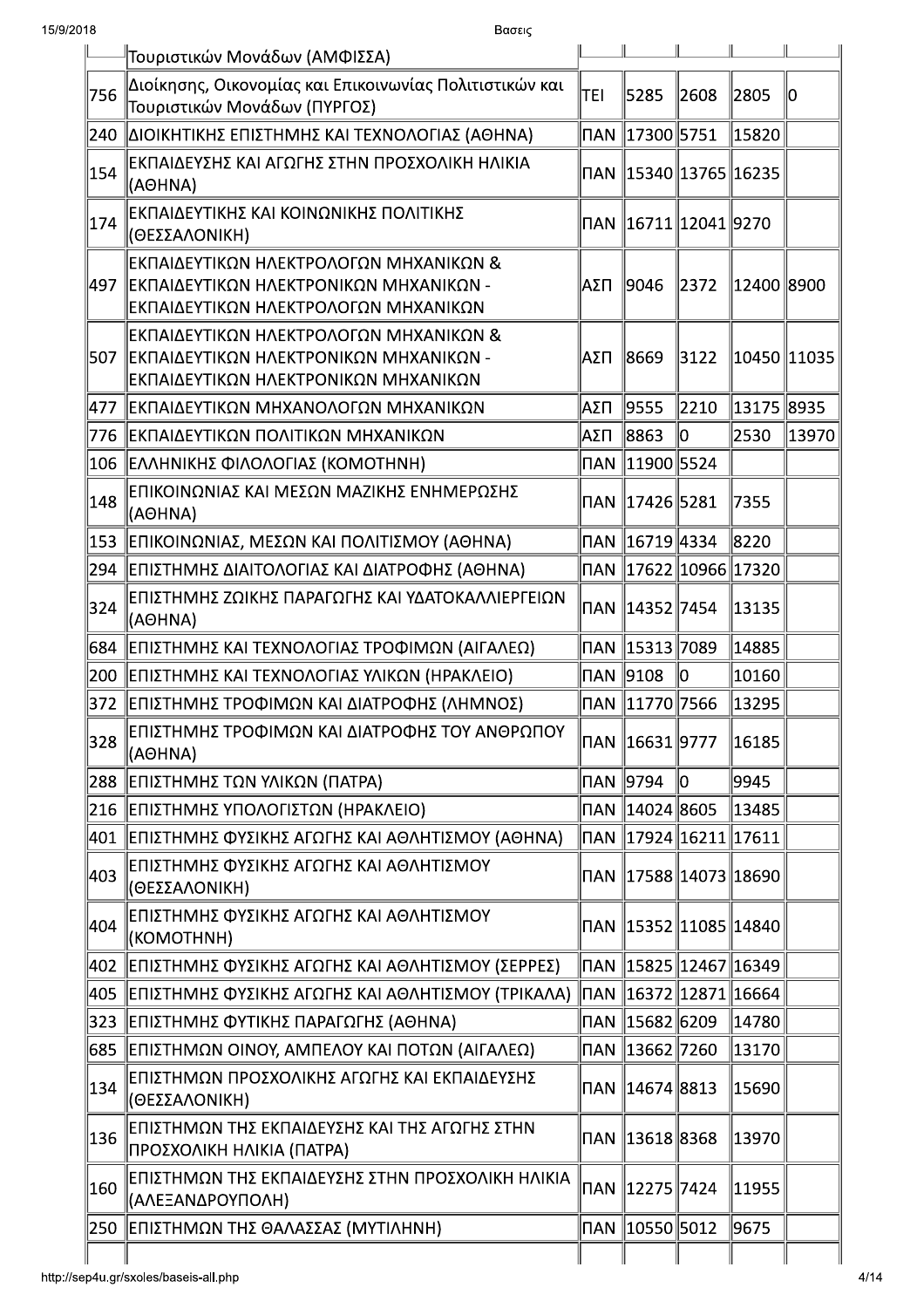| | | | | | | |
|---|---|---|---|---|---|---|
| | Τουριστικών Μονάδων (ΑΜΦΙΣΣΑ) | | | | | |
| 756 | Διοίκησης, Οικονομίας και Επικοινωνίας Πολιτιστικών και Τουριστικών Μονάδων (ΠΥΡΓΟΣ) | ΤΕΙ | 5285 | 2608 | 2805 | 0 |
| 240 | ΔΙΟΙΚΗΤΙΚΗΣ ΕΠΙΣΤΗΜΗΣ ΚΑΙ ΤΕΧΝΟΛΟΓΙΑΣ (ΑΘΗΝΑ) | ΠΑΝ | 17300 | 5751 | 15820 | |
| 154 | ΕΚΠΑΙΔΕΥΣΗΣ ΚΑΙ ΑΓΩΓΗΣ ΣΤΗΝ ΠΡΟΣΧΟΛΙΚΗ ΗΛΙΚΙΑ (ΑΘΗΝΑ) | ΠΑΝ | 15340 | 13765 | 16235 | |
| 174 | ΕΚΠΑΙΔΕΥΤΙΚΗΣ ΚΑΙ ΚΟΙΝΩΝΙΚΗΣ ΠΟΛΙΤΙΚΗΣ (ΘΕΣΣΑΛΟΝΙΚΗ) | ΠΑΝ | 16711 | 12041 | 9270 | |
| 497 | ΕΚΠΑΙΔΕΥΤΙΚΩΝ ΗΛΕΚΤΡΟΛΟΓΩΝ ΜΗΧΑΝΙΚΩΝ & ΕΚΠΑΙΔΕΥΤΙΚΩΝ ΗΛΕΚΤΡΟΝΙΚΩΝ ΜΗΧΑΝΙΚΩΝ - ΕΚΠΑΙΔΕΥΤΙΚΩΝ ΗΛΕΚΤΡΟΛΟΓΩΝ ΜΗΧΑΝΙΚΩΝ | ΑΣΠ | 9046 | 2372 | 12400 | 8900 |
| 507 | ΕΚΠΑΙΔΕΥΤΙΚΩΝ ΗΛΕΚΤΡΟΛΟΓΩΝ ΜΗΧΑΝΙΚΩΝ & ΕΚΠΑΙΔΕΥΤΙΚΩΝ ΗΛΕΚΤΡΟΝΙΚΩΝ ΜΗΧΑΝΙΚΩΝ - ΕΚΠΑΙΔΕΥΤΙΚΩΝ ΗΛΕΚΤΡΟΝΙΚΩΝ ΜΗΧΑΝΙΚΩΝ | ΑΣΠ | 8669 | 3122 | 10450 | 11035 |
| 477 | ΕΚΠΑΙΔΕΥΤΙΚΩΝ ΜΗΧΑΝΟΛΟΓΩΝ ΜΗΧΑΝΙΚΩΝ | ΑΣΠ | 9555 | 2210 | 13175 | 8935 |
| 776 | ΕΚΠΑΙΔΕΥΤΙΚΩΝ ΠΟΛΙΤΙΚΩΝ ΜΗΧΑΝΙΚΩΝ | ΑΣΠ | 8863 | 0 | 2530 | 13970 |
| 106 | ΕΛΛΗΝΙΚΗΣ ΦΙΛΟΛΟΓΙΑΣ (ΚΟΜΟΤΗΝΗ) | ΠΑΝ | 11900 | 5524 | | |
| 148 | ΕΠΙΚΟΙΝΩΝΙΑΣ ΚΑΙ ΜΕΣΩΝ ΜΑΖΙΚΗΣ ΕΝΗΜΕΡΩΣΗΣ (ΑΘΗΝΑ) | ΠΑΝ | 17426 | 5281 | 7355 | |
| 153 | ΕΠΙΚΟΙΝΩΝΙΑΣ, ΜΕΣΩΝ ΚΑΙ ΠΟΛΙΤΙΣΜΟΥ (ΑΘΗΝΑ) | ΠΑΝ | 16719 | 4334 | 8220 | |
| 294 | ΕΠΙΣΤΗΜΗΣ ΔΙΑΙΤΟΛΟΓΙΑΣ ΚΑΙ ΔΙΑΤΡΟΦΗΣ (ΑΘΗΝΑ) | ΠΑΝ | 17622 | 10966 | 17320 | |
| 324 | ΕΠΙΣΤΗΜΗΣ ΖΩΙΚΗΣ ΠΑΡΑΓΩΓΗΣ ΚΑΙ ΥΔΑΤΟΚΑΛΛΙΕΡΓΕΙΩΝ (ΑΘΗΝΑ) | ΠΑΝ | 14352 | 7454 | 13135 | |
| 684 | ΕΠΙΣΤΗΜΗΣ ΚΑΙ ΤΕΧΝΟΛΟΓΙΑΣ ΤΡΟΦΙΜΩΝ (ΑΙΓΑΛΕΩ) | ΠΑΝ | 15313 | 7089 | 14885 | |
| 200 | ΕΠΙΣΤΗΜΗΣ ΚΑΙ ΤΕΧΝΟΛΟΓΙΑΣ ΥΛΙΚΩΝ (ΗΡΑΚΛΕΙΟ) | ΠΑΝ | 9108 | 0 | 10160 | |
| 372 | ΕΠΙΣΤΗΜΗΣ ΤΡΟΦΙΜΩΝ ΚΑΙ ΔΙΑΤΡΟΦΗΣ (ΛΗΜΝΟΣ) | ΠΑΝ | 11770 | 7566 | 13295 | |
| 328 | ΕΠΙΣΤΗΜΗΣ ΤΡΟΦΙΜΩΝ ΚΑΙ ΔΙΑΤΡΟΦΗΣ ΤΟΥ ΑΝΘΡΩΠΟΥ (ΑΘΗΝΑ) | ΠΑΝ | 16631 | 9777 | 16185 | |
| 288 | ΕΠΙΣΤΗΜΗΣ ΤΩΝ ΥΛΙΚΩΝ (ΠΑΤΡΑ) | ΠΑΝ | 9794 | 0 | 9945 | |
| 216 | ΕΠΙΣΤΗΜΗΣ ΥΠΟΛΟΓΙΣΤΩΝ (ΗΡΑΚΛΕΙΟ) | ΠΑΝ | 14024 | 8605 | 13485 | |
| 401 | ΕΠΙΣΤΗΜΗΣ ΦΥΣΙΚΗΣ ΑΓΩΓΗΣ ΚΑΙ ΑΘΛΗΤΙΣΜΟΥ (ΑΘΗΝΑ) | ΠΑΝ | 17924 | 16211 | 17611 | |
| 403 | ΕΠΙΣΤΗΜΗΣ ΦΥΣΙΚΗΣ ΑΓΩΓΗΣ ΚΑΙ ΑΘΛΗΤΙΣΜΟΥ (ΘΕΣΣΑΛΟΝΙΚΗ) | ΠΑΝ | 17588 | 14073 | 18690 | |
| 404 | ΕΠΙΣΤΗΜΗΣ ΦΥΣΙΚΗΣ ΑΓΩΓΗΣ ΚΑΙ ΑΘΛΗΤΙΣΜΟΥ (ΚΟΜΟΤΗΝΗ) | ΠΑΝ | 15352 | 11085 | 14840 | |
| 402 | ΕΠΙΣΤΗΜΗΣ ΦΥΣΙΚΗΣ ΑΓΩΓΗΣ ΚΑΙ ΑΘΛΗΤΙΣΜΟΥ (ΣΕΡΡΕΣ) | ΠΑΝ | 15825 | 12467 | 16349 | |
| 405 | ΕΠΙΣΤΗΜΗΣ ΦΥΣΙΚΗΣ ΑΓΩΓΗΣ ΚΑΙ ΑΘΛΗΤΙΣΜΟΥ (ΤΡΙΚΑΛΑ) | ΠΑΝ | 16372 | 12871 | 16664 | |
| 323 | ΕΠΙΣΤΗΜΗΣ ΦΥΤΙΚΗΣ ΠΑΡΑΓΩΓΗΣ (ΑΘΗΝΑ) | ΠΑΝ | 15682 | 6209 | 14780 | |
| 685 | ΕΠΙΣΤΗΜΩΝ ΟΙΝΟΥ, ΑΜΠΕΛΟΥ ΚΑΙ ΠΟΤΩΝ (ΑΙΓΑΛΕΩ) | ΠΑΝ | 13662 | 7260 | 13170 | |
| 134 | ΕΠΙΣΤΗΜΩΝ ΠΡΟΣΧΟΛΙΚΗΣ ΑΓΩΓΗΣ ΚΑΙ ΕΚΠΑΙΔΕΥΣΗΣ (ΘΕΣΣΑΛΟΝΙΚΗ) | ΠΑΝ | 14674 | 8813 | 15690 | |
| 136 | ΕΠΙΣΤΗΜΩΝ ΤΗΣ ΕΚΠΑΙΔΕΥΣΗΣ ΚΑΙ ΤΗΣ ΑΓΩΓΗΣ ΣΤΗΝ ΠΡΟΣΧΟΛΙΚΗ ΗΛΙΚΙΑ (ΠΑΤΡΑ) | ΠΑΝ | 13618 | 8368 | 13970 | |
| 160 | ΕΠΙΣΤΗΜΩΝ ΤΗΣ ΕΚΠΑΙΔΕΥΣΗΣ ΣΤΗΝ ΠΡΟΣΧΟΛΙΚΗ ΗΛΙΚΙΑ (ΑΛΕΞΑΝΔΡΟΥΠΟΛΗ) | ΠΑΝ | 12275 | 7424 | 11955 | |
| 250 | ΕΠΙΣΤΗΜΩΝ ΤΗΣ ΘΑΛΑΣΣΑΣ (ΜΥΤΙΛΗΝΗ) | ΠΑΝ | 10550 | 5012 | 9675 | |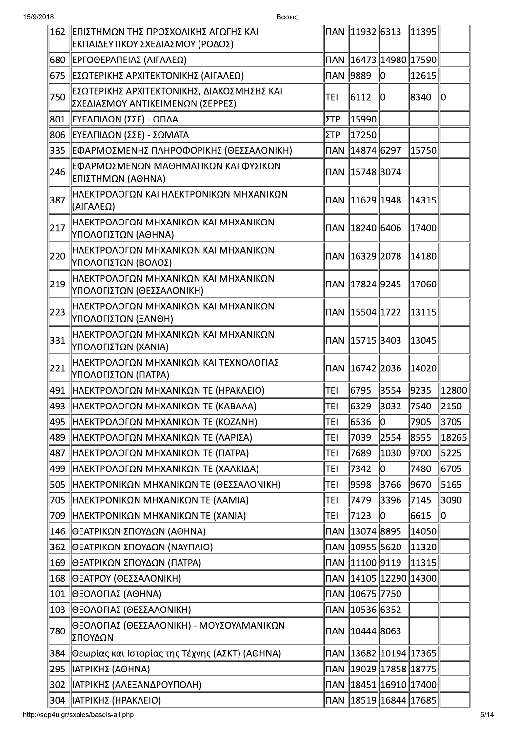| | | | | | | |
|---|---|---|---|---|---|---|
| 162 | ΕΠΙΣΤΗΜΩΝ ΤΗΣ ΠΡΟΣΧΟΛΙΚΗΣ ΑΓΩΓΗΣ ΚΑΙ ΕΚΠΑΙΔΕΥΤΙΚΟΥ ΣΧΕΔΙΑΣΜΟΥ (ΡΟΔΟΣ) | ΠΑΝ | 11932 | 6313 | 11395 | |
| 680 | ΕΡΓΟΘΕΡΑΠΕΙΑΣ (ΑΙΓΑΛΕΩ) | ΠΑΝ | 16473 | 14980 | 17590 | |
| 675 | ΕΣΩΤΕΡΙΚΗΣ ΑΡΧΙΤΕΚΤΟΝΙΚΗΣ (ΑΙΓΑΛΕΩ) | ΠΑΝ | 9889 | 0 | 12615 | |
| 750 | ΕΣΩΤΕΡΙΚΗΣ ΑΡΧΙΤΕΚΤΟΝΙΚΗΣ, ΔΙΑΚΟΣΜΗΣΗΣ ΚΑΙ ΣΧΕΔΙΑΣΜΟΥ ΑΝΤΙΚΕΙΜΕΝΩΝ (ΣΕΡΡΕΣ) | ΤΕΙ | 6112 | 0 | 8340 | 0 |
| 801 | ΕΥΕΛΠΙΔΩΝ (ΣΣΕ) - ΟΠΛΑ | ΣΤΡ | 15990 | | | |
| 806 | ΕΥΕΛΠΙΔΩΝ (ΣΣΕ) - ΣΩΜΑΤΑ | ΣΤΡ | 17250 | | | |
| 335 | ΕΦΑΡΜΟΣΜΕΝΗΣ ΠΛΗΡΟΦΟΡΙΚΗΣ (ΘΕΣΣΑΛΟΝΙΚΗ) | ΠΑΝ | 14874 | 6297 | 15750 | |
| 246 | ΕΦΑΡΜΟΣΜΕΝΩΝ ΜΑΘΗΜΑΤΙΚΩΝ ΚΑΙ ΦΥΣΙΚΩΝ ΕΠΙΣΤΗΜΩΝ (ΑΘΗΝΑ) | ΠΑΝ | 15748 | 3074 | | |
| 387 | ΗΛΕΚΤΡΟΛΟΓΩΝ ΚΑΙ ΗΛΕΚΤΡΟΝΙΚΩΝ ΜΗΧΑΝΙΚΩΝ (ΑΙΓΑΛΕΩ) | ΠΑΝ | 11629 | 1948 | 14315 | |
| 217 | ΗΛΕΚΤΡΟΛΟΓΩΝ ΜΗΧΑΝΙΚΩΝ ΚΑΙ ΜΗΧΑΝΙΚΩΝ ΥΠΟΛΟΓΙΣΤΩΝ (ΑΘΗΝΑ) | ΠΑΝ | 18240 | 6406 | 17400 | |
| 220 | ΗΛΕΚΤΡΟΛΟΓΩΝ ΜΗΧΑΝΙΚΩΝ ΚΑΙ ΜΗΧΑΝΙΚΩΝ ΥΠΟΛΟΓΙΣΤΩΝ (ΒΟΛΟΣ) | ΠΑΝ | 16329 | 2078 | 14180 | |
| 219 | ΗΛΕΚΤΡΟΛΟΓΩΝ ΜΗΧΑΝΙΚΩΝ ΚΑΙ ΜΗΧΑΝΙΚΩΝ ΥΠΟΛΟΓΙΣΤΩΝ (ΘΕΣΣΑΛΟΝΙΚΗ) | ΠΑΝ | 17824 | 9245 | 17060 | |
| 223 | ΗΛΕΚΤΡΟΛΟΓΩΝ ΜΗΧΑΝΙΚΩΝ ΚΑΙ ΜΗΧΑΝΙΚΩΝ ΥΠΟΛΟΓΙΣΤΩΝ (ΞΑΝΘΗ) | ΠΑΝ | 15504 | 1722 | 13115 | |
| 331 | ΗΛΕΚΤΡΟΛΟΓΩΝ ΜΗΧΑΝΙΚΩΝ ΚΑΙ ΜΗΧΑΝΙΚΩΝ ΥΠΟΛΟΓΙΣΤΩΝ (ΧΑΝΙΑ) | ΠΑΝ | 15715 | 3403 | 13045 | |
| 221 | ΗΛΕΚΤΡΟΛΟΓΩΝ ΜΗΧΑΝΙΚΩΝ ΚΑΙ ΤΕΧΝΟΛΟΓΙΑΣ ΥΠΟΛΟΓΙΣΤΩΝ (ΠΑΤΡΑ) | ΠΑΝ | 16742 | 2036 | 14020 | |
| 491 | ΗΛΕΚΤΡΟΛΟΓΩΝ ΜΗΧΑΝΙΚΩΝ ΤΕ (ΗΡΑΚΛΕΙΟ) | ΤΕΙ | 6795 | 3554 | 9235 | 12800 |
| 493 | ΗΛΕΚΤΡΟΛΟΓΩΝ ΜΗΧΑΝΙΚΩΝ ΤΕ (ΚΑΒΑΛΑ) | ΤΕΙ | 6329 | 3032 | 7540 | 2150 |
| 495 | ΗΛΕΚΤΡΟΛΟΓΩΝ ΜΗΧΑΝΙΚΩΝ ΤΕ (ΚΟΖΑΝΗ) | ΤΕΙ | 6536 | 0 | 7905 | 3705 |
| 489 | ΗΛΕΚΤΡΟΛΟΓΩΝ ΜΗΧΑΝΙΚΩΝ ΤΕ (ΛΑΡΙΣΑ) | ΤΕΙ | 7039 | 2554 | 8555 | 18265 |
| 487 | ΗΛΕΚΤΡΟΛΟΓΩΝ ΜΗΧΑΝΙΚΩΝ ΤΕ (ΠΑΤΡΑ) | ΤΕΙ | 7689 | 1030 | 9700 | 5225 |
| 499 | ΗΛΕΚΤΡΟΛΟΓΩΝ ΜΗΧΑΝΙΚΩΝ ΤΕ (ΧΑΛΚΙΔΑ) | ΤΕΙ | 7342 | 0 | 7480 | 6705 |
| 505 | ΗΛΕΚΤΡΟΝΙΚΩΝ ΜΗΧΑΝΙΚΩΝ ΤΕ (ΘΕΣΣΑΛΟΝΙΚΗ) | ΤΕΙ | 9598 | 3766 | 9670 | 5165 |
| 705 | ΗΛΕΚΤΡΟΝΙΚΩΝ ΜΗΧΑΝΙΚΩΝ ΤΕ (ΛΑΜΙΑ) | ΤΕΙ | 7479 | 3396 | 7145 | 3090 |
| 709 | ΗΛΕΚΤΡΟΝΙΚΩΝ ΜΗΧΑΝΙΚΩΝ ΤΕ (ΧΑΝΙΑ) | ΤΕΙ | 7123 | 0 | 6615 | 0 |
| 146 | ΘΕΑΤΡΙΚΩΝ ΣΠΟΥΔΩΝ (ΑΘΗΝΑ) | ΠΑΝ | 13074 | 8895 | 14050 | |
| 362 | ΘΕΑΤΡΙΚΩΝ ΣΠΟΥΔΩΝ (ΝΑΥΠΛΙΟ) | ΠΑΝ | 10955 | 5620 | 11320 | |
| 169 | ΘΕΑΤΡΙΚΩΝ ΣΠΟΥΔΩΝ (ΠΑΤΡΑ) | ΠΑΝ | 11100 | 9119 | 11315 | |
| 168 | ΘΕΑΤΡΟΥ (ΘΕΣΣΑΛΟΝΙΚΗ) | ΠΑΝ | 14105 | 12290 | 14300 | |
| 101 | ΘΕΟΛΟΓΙΑΣ (ΑΘΗΝΑ) | ΠΑΝ | 10675 | 7750 | | |
| 103 | ΘΕΟΛΟΓΙΑΣ (ΘΕΣΣΑΛΟΝΙΚΗ) | ΠΑΝ | 10536 | 6352 | | |
| 780 | ΘΕΟΛΟΓΙΑΣ (ΘΕΣΣΑΛΟΝΙΚΗ) - ΜΟΥΣΟΥΛΜΑΝΙΚΩΝ ΣΠΟΥΔΩΝ | ΠΑΝ | 10444 | 8063 | | |
| 384 | Θεωρίας και Ιστορίας της Τέχνης (ΑΣΚΤ) (ΑΘΗΝΑ) | ΠΑΝ | 13682 | 10194 | 17365 | |
| 295 | ΙΑΤΡΙΚΗΣ (ΑΘΗΝΑ) | ΠΑΝ | 19029 | 17858 | 18775 | |
| 302 | ΙΑΤΡΙΚΗΣ (ΑΛΕΞΑΝΔΡΟΥΠΟΛΗ) | ΠΑΝ | 18451 | 16910 | 17400 | |
| 304 | ΙΑΤΡΙΚΗΣ (ΗΡΑΚΛΕΙΟ) | ΠΑΝ | 18519 | 16844 | 17685 | |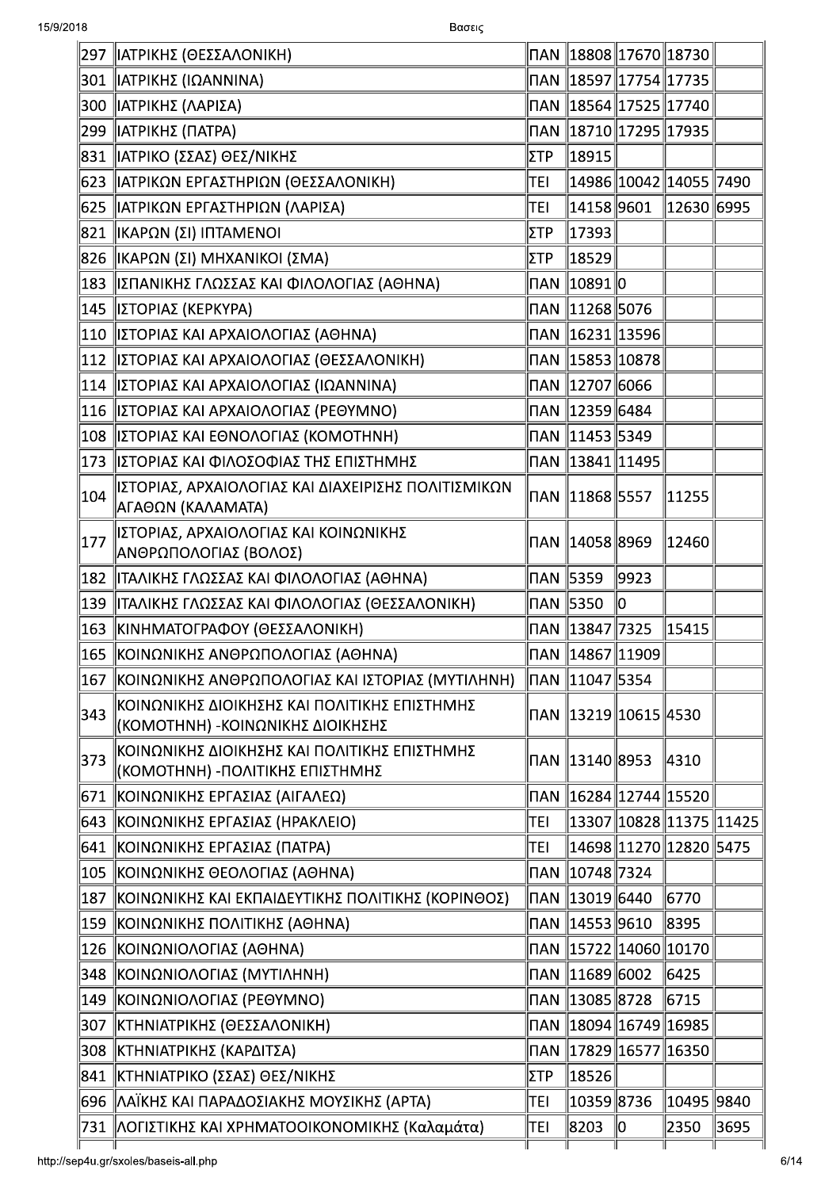| | | | | | | |
|---|---|---|---|---|---|---|
| 297 | ΙΑΤΡΙΚΗΣ (ΘΕΣΣΑΛΟΝΙΚΗ) | ΠΑΝ | 18808 | 17670 | 18730 | |
| 301 | ΙΑΤΡΙΚΗΣ (ΙΩΑΝΝΙΝΑ) | ΠΑΝ | 18597 | 17754 | 17735 | |
| 300 | ΙΑΤΡΙΚΗΣ (ΛΑΡΙΣΑ) | ΠΑΝ | 18564 | 17525 | 17740 | |
| 299 | ΙΑΤΡΙΚΗΣ (ΠΑΤΡΑ) | ΠΑΝ | 18710 | 17295 | 17935 | |
| 831 | ΙΑΤΡΙΚΟ (ΣΣΑΣ) ΘΕΣ/ΝΙΚΗΣ | ΣΤΡ | 18915 | | | |
| 623 | ΙΑΤΡΙΚΩΝ ΕΡΓΑΣΤΗΡΙΩΝ (ΘΕΣΣΑΛΟΝΙΚΗ) | ΤΕΙ | 14986 | 10042 | 14055 | 7490 |
| 625 | ΙΑΤΡΙΚΩΝ ΕΡΓΑΣΤΗΡΙΩΝ (ΛΑΡΙΣΑ) | ΤΕΙ | 14158 | 9601 | 12630 | 6995 |
| 821 | ΙΚΑΡΩΝ (ΣΙ) ΙΠΤΑΜΕΝΟΙ | ΣΤΡ | 17393 | | | |
| 826 | ΙΚΑΡΩΝ (ΣΙ) ΜΗΧΑΝΙΚΟΙ (ΣΜΑ) | ΣΤΡ | 18529 | | | |
| 183 | ΙΣΠΑΝΙΚΗΣ ΓΛΩΣΣΑΣ ΚΑΙ ΦΙΛΟΛΟΓΙΑΣ (ΑΘΗΝΑ) | ΠΑΝ | 10891 | 0 | | |
| 145 | ΙΣΤΟΡΙΑΣ (ΚΕΡΚΥΡΑ) | ΠΑΝ | 11268 | 5076 | | |
| 110 | ΙΣΤΟΡΙΑΣ ΚΑΙ ΑΡΧΑΙΟΛΟΓΙΑΣ (ΑΘΗΝΑ) | ΠΑΝ | 16231 | 13596 | | |
| 112 | ΙΣΤΟΡΙΑΣ ΚΑΙ ΑΡΧΑΙΟΛΟΓΙΑΣ (ΘΕΣΣΑΛΟΝΙΚΗ) | ΠΑΝ | 15853 | 10878 | | |
| 114 | ΙΣΤΟΡΙΑΣ ΚΑΙ ΑΡΧΑΙΟΛΟΓΙΑΣ (ΙΩΑΝΝΙΝΑ) | ΠΑΝ | 12707 | 6066 | | |
| 116 | ΙΣΤΟΡΙΑΣ ΚΑΙ ΑΡΧΑΙΟΛΟΓΙΑΣ (ΡΕΘΥΜΝΟ) | ΠΑΝ | 12359 | 6484 | | |
| 108 | ΙΣΤΟΡΙΑΣ ΚΑΙ ΕΘΝΟΛΟΓΙΑΣ (ΚΟΜΟΤΗΝΗ) | ΠΑΝ | 11453 | 5349 | | |
| 173 | ΙΣΤΟΡΙΑΣ ΚΑΙ ΦΙΛΟΣΟΦΙΑΣ ΤΗΣ ΕΠΙΣΤΗΜΗΣ | ΠΑΝ | 13841 | 11495 | | |
| 104 | ΙΣΤΟΡΙΑΣ, ΑΡΧΑΙΟΛΟΓΙΑΣ ΚΑΙ ΔΙΑΧΕΙΡΙΣΗΣ ΠΟΛΙΤΙΣΜΙΚΩΝ ΑΓΑΘΩΝ (ΚΑΛΑΜΑΤΑ) | ΠΑΝ | 11868 | 5557 | 11255 | |
| 177 | ΙΣΤΟΡΙΑΣ, ΑΡΧΑΙΟΛΟΓΙΑΣ ΚΑΙ ΚΟΙΝΩΝΙΚΗΣ ΑΝΘΡΩΠΟΛΟΓΙΑΣ (ΒΟΛΟΣ) | ΠΑΝ | 14058 | 8969 | 12460 | |
| 182 | ΙΤΑΛΙΚΗΣ ΓΛΩΣΣΑΣ ΚΑΙ ΦΙΛΟΛΟΓΙΑΣ (ΑΘΗΝΑ) | ΠΑΝ | 5359 | 9923 | | |
| 139 | ΙΤΑΛΙΚΗΣ ΓΛΩΣΣΑΣ ΚΑΙ ΦΙΛΟΛΟΓΙΑΣ (ΘΕΣΣΑΛΟΝΙΚΗ) | ΠΑΝ | 5350 | 0 | | |
| 163 | ΚΙΝΗΜΑΤΟΓΡΑΦΟΥ (ΘΕΣΣΑΛΟΝΙΚΗ) | ΠΑΝ | 13847 | 7325 | 15415 | |
| 165 | ΚΟΙΝΩΝΙΚΗΣ ΑΝΘΡΩΠΟΛΟΓΙΑΣ (ΑΘΗΝΑ) | ΠΑΝ | 14867 | 11909 | | |
| 167 | ΚΟΙΝΩΝΙΚΗΣ ΑΝΘΡΩΠΟΛΟΓΙΑΣ ΚΑΙ ΙΣΤΟΡΙΑΣ (ΜΥΤΙΛΗΝΗ) | ΠΑΝ | 11047 | 5354 | | |
| 343 | ΚΟΙΝΩΝΙΚΗΣ ΔΙΟΙΚΗΣΗΣ ΚΑΙ ΠΟΛΙΤΙΚΗΣ ΕΠΙΣΤΗΜΗΣ (ΚΟΜΟΤΗΝΗ) -ΚΟΙΝΩΝΙΚΗΣ ΔΙΟΙΚΗΣΗΣ | ΠΑΝ | 13219 | 10615 | 4530 | |
| 373 | ΚΟΙΝΩΝΙΚΗΣ ΔΙΟΙΚΗΣΗΣ ΚΑΙ ΠΟΛΙΤΙΚΗΣ ΕΠΙΣΤΗΜΗΣ (ΚΟΜΟΤΗΝΗ) -ΠΟΛΙΤΙΚΗΣ ΕΠΙΣΤΗΜΗΣ | ΠΑΝ | 13140 | 8953 | 4310 | |
| 671 | ΚΟΙΝΩΝΙΚΗΣ ΕΡΓΑΣΙΑΣ (ΑΙΓΑΛΕΩ) | ΠΑΝ | 16284 | 12744 | 15520 | |
| 643 | ΚΟΙΝΩΝΙΚΗΣ ΕΡΓΑΣΙΑΣ (ΗΡΑΚΛΕΙΟ) | ΤΕΙ | 13307 | 10828 | 11375 | 11425 |
| 641 | ΚΟΙΝΩΝΙΚΗΣ ΕΡΓΑΣΙΑΣ (ΠΑΤΡΑ) | ΤΕΙ | 14698 | 11270 | 12820 | 5475 |
| 105 | ΚΟΙΝΩΝΙΚΗΣ ΘΕΟΛΟΓΙΑΣ (ΑΘΗΝΑ) | ΠΑΝ | 10748 | 7324 | | |
| 187 | ΚΟΙΝΩΝΙΚΗΣ ΚΑΙ ΕΚΠΑΙΔΕΥΤΙΚΗΣ ΠΟΛΙΤΙΚΗΣ (ΚΟΡΙΝΘΟΣ) | ΠΑΝ | 13019 | 6440 | 6770 | |
| 159 | ΚΟΙΝΩΝΙΚΗΣ ΠΟΛΙΤΙΚΗΣ (ΑΘΗΝΑ) | ΠΑΝ | 14553 | 9610 | 8395 | |
| 126 | ΚΟΙΝΩΝΙΟΛΟΓΙΑΣ (ΑΘΗΝΑ) | ΠΑΝ | 15722 | 14060 | 10170 | |
| 348 | ΚΟΙΝΩΝΙΟΛΟΓΙΑΣ (ΜΥΤΙΛΗΝΗ) | ΠΑΝ | 11689 | 6002 | 6425 | |
| 149 | ΚΟΙΝΩΝΙΟΛΟΓΙΑΣ (ΡΕΘΥΜΝΟ) | ΠΑΝ | 13085 | 8728 | 6715 | |
| 307 | ΚΤΗΝΙΑΤΡΙΚΗΣ (ΘΕΣΣΑΛΟΝΙΚΗ) | ΠΑΝ | 18094 | 16749 | 16985 | |
| 308 | ΚΤΗΝΙΑΤΡΙΚΗΣ (ΚΑΡΔΙΤΣΑ) | ΠΑΝ | 17829 | 16577 | 16350 | |
| 841 | ΚΤΗΝΙΑΤΡΙΚΟ (ΣΣΑΣ) ΘΕΣ/ΝΙΚΗΣ | ΣΤΡ | 18526 | | | |
| 696 | ΛΑΪΚΗΣ ΚΑΙ ΠΑΡΑΔΟΣΙΑΚΗΣ ΜΟΥΣΙΚΗΣ (ΑΡΤΑ) | ΤΕΙ | 10359 | 8736 | 10495 | 9840 |
| 731 | ΛΟΓΙΣΤΙΚΗΣ ΚΑΙ ΧΡΗΜΑΤΟΟΙΚΟΝΟΜΙΚΗΣ (Καλαμάτα) | ΤΕΙ | 8203 | 0 | 2350 | 3695 |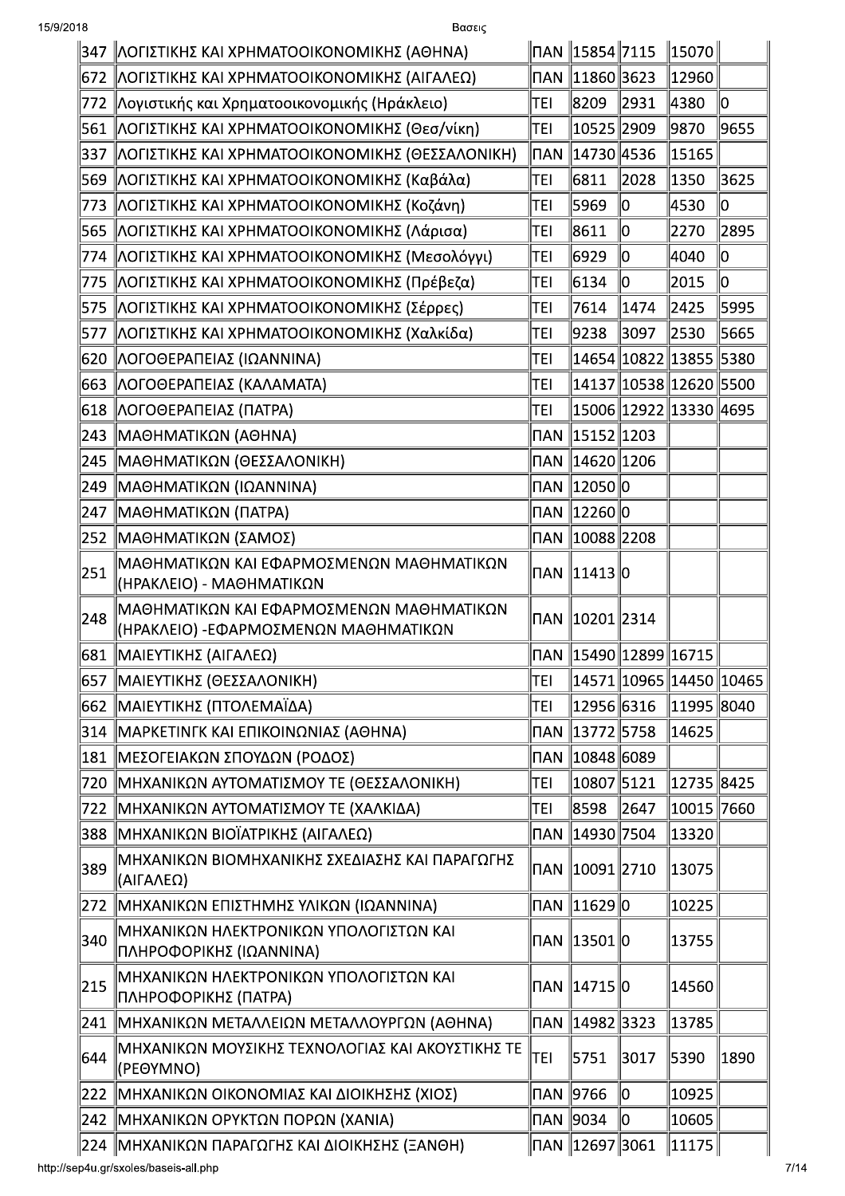| | | | | | | |
|---|---|---|---|---|---|---|
| 347 | ΛΟΓΙΣΤΙΚΗΣ ΚΑΙ ΧΡΗΜΑΤΟΟΙΚΟΝΟΜΙΚΗΣ (ΑΘΗΝΑ) | ΠΑΝ | 15854 | 7115 | 15070 | |
| 672 | ΛΟΓΙΣΤΙΚΗΣ ΚΑΙ ΧΡΗΜΑΤΟΟΙΚΟΝΟΜΙΚΗΣ (ΑΙΓΑΛΕΩ) | ΠΑΝ | 11860 | 3623 | 12960 | |
| 772 | Λογιστικής και Χρηματοοικονομικής (Ηράκλειο) | ΤΕΙ | 8209 | 2931 | 4380 | 0 |
| 561 | ΛΟΓΙΣΤΙΚΗΣ ΚΑΙ ΧΡΗΜΑΤΟΟΙΚΟΝΟΜΙΚΗΣ (Θεσ/νίκη) | ΤΕΙ | 10525 | 2909 | 9870 | 9655 |
| 337 | ΛΟΓΙΣΤΙΚΗΣ ΚΑΙ ΧΡΗΜΑΤΟΟΙΚΟΝΟΜΙΚΗΣ (ΘΕΣΣΑΛΟΝΙΚΗ) | ΠΑΝ | 14730 | 4536 | 15165 | |
| 569 | ΛΟΓΙΣΤΙΚΗΣ ΚΑΙ ΧΡΗΜΑΤΟΟΙΚΟΝΟΜΙΚΗΣ (Καβάλα) | ΤΕΙ | 6811 | 2028 | 1350 | 3625 |
| 773 | ΛΟΓΙΣΤΙΚΗΣ ΚΑΙ ΧΡΗΜΑΤΟΟΙΚΟΝΟΜΙΚΗΣ (Κοζάνη) | ΤΕΙ | 5969 | 0 | 4530 | 0 |
| 565 | ΛΟΓΙΣΤΙΚΗΣ ΚΑΙ ΧΡΗΜΑΤΟΟΙΚΟΝΟΜΙΚΗΣ (Λάρισα) | ΤΕΙ | 8611 | 0 | 2270 | 2895 |
| 774 | ΛΟΓΙΣΤΙΚΗΣ ΚΑΙ ΧΡΗΜΑΤΟΟΙΚΟΝΟΜΙΚΗΣ (Μεσολόγγι) | ΤΕΙ | 6929 | 0 | 4040 | 0 |
| 775 | ΛΟΓΙΣΤΙΚΗΣ ΚΑΙ ΧΡΗΜΑΤΟΟΙΚΟΝΟΜΙΚΗΣ (Πρέβεζα) | ΤΕΙ | 6134 | 0 | 2015 | 0 |
| 575 | ΛΟΓΙΣΤΙΚΗΣ ΚΑΙ ΧΡΗΜΑΤΟΟΙΚΟΝΟΜΙΚΗΣ (Σέρρες) | ΤΕΙ | 7614 | 1474 | 2425 | 5995 |
| 577 | ΛΟΓΙΣΤΙΚΗΣ ΚΑΙ ΧΡΗΜΑΤΟΟΙΚΟΝΟΜΙΚΗΣ (Χαλκίδα) | ΤΕΙ | 9238 | 3097 | 2530 | 5665 |
| 620 | ΛΟΓΟΘΕΡΑΠΕΙΑΣ (ΙΩΑΝΝΙΝΑ) | ΤΕΙ | 14654 | 10822 | 13855 | 5380 |
| 663 | ΛΟΓΟΘΕΡΑΠΕΙΑΣ (ΚΑΛΑΜΑΤΑ) | ΤΕΙ | 14137 | 10538 | 12620 | 5500 |
| 618 | ΛΟΓΟΘΕΡΑΠΕΙΑΣ (ΠΑΤΡΑ) | ΤΕΙ | 15006 | 12922 | 13330 | 4695 |
| 243 | ΜΑΘΗΜΑΤΙΚΩΝ (ΑΘΗΝΑ) | ΠΑΝ | 15152 | 1203 | | |
| 245 | ΜΑΘΗΜΑΤΙΚΩΝ (ΘΕΣΣΑΛΟΝΙΚΗ) | ΠΑΝ | 14620 | 1206 | | |
| 249 | ΜΑΘΗΜΑΤΙΚΩΝ (ΙΩΑΝΝΙΝΑ) | ΠΑΝ | 12050 | 0 | | |
| 247 | ΜΑΘΗΜΑΤΙΚΩΝ (ΠΑΤΡΑ) | ΠΑΝ | 12260 | 0 | | |
| 252 | ΜΑΘΗΜΑΤΙΚΩΝ (ΣΑΜΟΣ) | ΠΑΝ | 10088 | 2208 | | |
| 251 | ΜΑΘΗΜΑΤΙΚΩΝ ΚΑΙ ΕΦΑΡΜΟΣΜΕΝΩΝ ΜΑΘΗΜΑΤΙΚΩΝ (ΗΡΑΚΛΕΙΟ) - ΜΑΘΗΜΑΤΙΚΩΝ | ΠΑΝ | 11413 | 0 | | |
| 248 | ΜΑΘΗΜΑΤΙΚΩΝ ΚΑΙ ΕΦΑΡΜΟΣΜΕΝΩΝ ΜΑΘΗΜΑΤΙΚΩΝ (ΗΡΑΚΛΕΙΟ) -ΕΦΑΡΜΟΣΜΕΝΩΝ ΜΑΘΗΜΑΤΙΚΩΝ | ΠΑΝ | 10201 | 2314 | | |
| 681 | ΜΑΙΕΥΤΙΚΗΣ (ΑΙΓΑΛΕΩ) | ΠΑΝ | 15490 | 12899 | 16715 | |
| 657 | ΜΑΙΕΥΤΙΚΗΣ (ΘΕΣΣΑΛΟΝΙΚΗ) | ΤΕΙ | 14571 | 10965 | 14450 | 10465 |
| 662 | ΜΑΙΕΥΤΙΚΗΣ (ΠΤΟΛΕΜΑΪΔΑ) | ΤΕΙ | 12956 | 6316 | 11995 | 8040 |
| 314 | ΜΑΡΚΕΤΙΝΓΚ ΚΑΙ ΕΠΙΚΟΙΝΩΝΙΑΣ (ΑΘΗΝΑ) | ΠΑΝ | 13772 | 5758 | 14625 | |
| 181 | ΜΕΣΟΓΕΙΑΚΩΝ ΣΠΟΥΔΩΝ (ΡΟΔΟΣ) | ΠΑΝ | 10848 | 6089 | | |
| 720 | ΜΗΧΑΝΙΚΩΝ ΑΥΤΟΜΑΤΙΣΜΟΥ ΤΕ (ΘΕΣΣΑΛΟΝΙΚΗ) | ΤΕΙ | 10807 | 5121 | 12735 | 8425 |
| 722 | ΜΗΧΑΝΙΚΩΝ ΑΥΤΟΜΑΤΙΣΜΟΥ ΤΕ (ΧΑΛΚΙΔΑ) | ΤΕΙ | 8598 | 2647 | 10015 | 7660 |
| 388 | ΜΗΧΑΝΙΚΩΝ ΒΙΟΪΑΤΡΙΚΗΣ (ΑΙΓΑΛΕΩ) | ΠΑΝ | 14930 | 7504 | 13320 | |
| 389 | ΜΗΧΑΝΙΚΩΝ ΒΙΟΜΗΧΑΝΙΚΗΣ ΣΧΕΔΙΑΣΗΣ ΚΑΙ ΠΑΡΑΓΩΓΗΣ (ΑΙΓΑΛΕΩ) | ΠΑΝ | 10091 | 2710 | 13075 | |
| 272 | ΜΗΧΑΝΙΚΩΝ ΕΠΙΣΤΗΜΗΣ ΥΛΙΚΩΝ (ΙΩΑΝΝΙΝΑ) | ΠΑΝ | 11629 | 0 | 10225 | |
| 340 | ΜΗΧΑΝΙΚΩΝ ΗΛΕΚΤΡΟΝΙΚΩΝ ΥΠΟΛΟΓΙΣΤΩΝ ΚΑΙ ΠΛΗΡΟΦΟΡΙΚΗΣ (ΙΩΑΝΝΙΝΑ) | ΠΑΝ | 13501 | 0 | 13755 | |
| 215 | ΜΗΧΑΝΙΚΩΝ ΗΛΕΚΤΡΟΝΙΚΩΝ ΥΠΟΛΟΓΙΣΤΩΝ ΚΑΙ ΠΛΗΡΟΦΟΡΙΚΗΣ (ΠΑΤΡΑ) | ΠΑΝ | 14715 | 0 | 14560 | |
| 241 | ΜΗΧΑΝΙΚΩΝ ΜΕΤΑΛΛΕΙΩΝ ΜΕΤΑΛΛΟΥΡΓΩΝ (ΑΘΗΝΑ) | ΠΑΝ | 14982 | 3323 | 13785 | |
| 644 | ΜΗΧΑΝΙΚΩΝ ΜΟΥΣΙΚΗΣ ΤΕΧΝΟΛΟΓΙΑΣ ΚΑΙ ΑΚΟΥΣΤΙΚΗΣ ΤΕ (ΡΕΘΥΜΝΟ) | ΤΕΙ | 5751 | 3017 | 5390 | 1890 |
| 222 | ΜΗΧΑΝΙΚΩΝ ΟΙΚΟΝΟΜΙΑΣ ΚΑΙ ΔΙΟΙΚΗΣΗΣ (ΧΙΟΣ) | ΠΑΝ | 9766 | 0 | 10925 | |
| 242 | ΜΗΧΑΝΙΚΩΝ ΟΡΥΚΤΩΝ ΠΟΡΩΝ (ΧΑΝΙΑ) | ΠΑΝ | 9034 | 0 | 10605 | |
| 224 | ΜΗΧΑΝΙΚΩΝ ΠΑΡΑΓΩΓΗΣ ΚΑΙ ΔΙΟΙΚΗΣΗΣ (ΞΑΝΘΗ) | ΠΑΝ | 12697 | 3061 | 11175 | |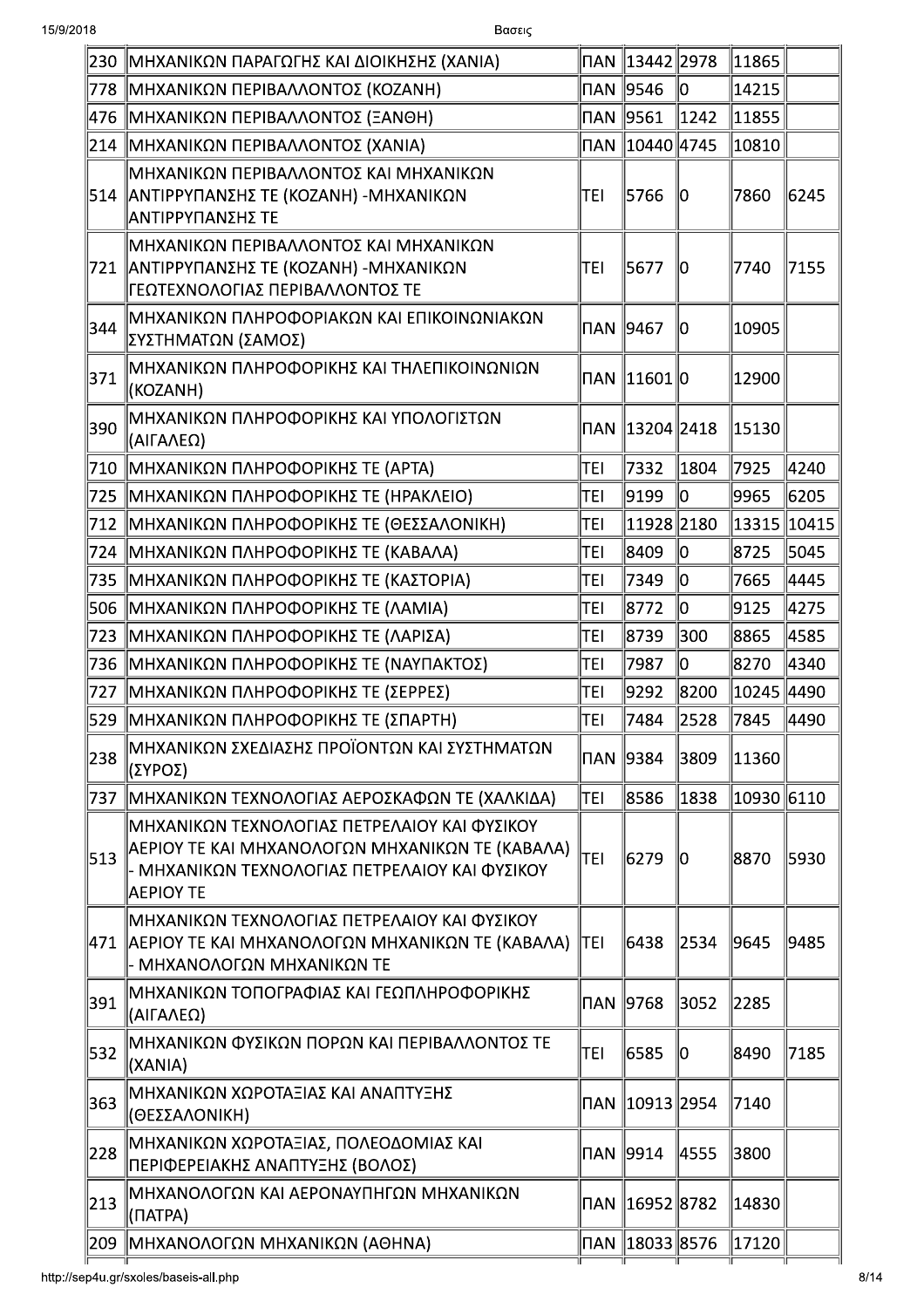| | | | | | | |
|---|---|---|---|---|---|---|
| 230 | ΜΗΧΑΝΙΚΩΝ ΠΑΡΑΓΩΓΗΣ ΚΑΙ ΔΙΟΙΚΗΣΗΣ (ΧΑΝΙΑ) | ΠΑΝ | 13442 | 2978 | 11865 | |
| 778 | ΜΗΧΑΝΙΚΩΝ ΠΕΡΙΒΑΛΛΟΝΤΟΣ (ΚΟΖΑΝΗ) | ΠΑΝ | 9546 | 0 | 14215 | |
| 476 | ΜΗΧΑΝΙΚΩΝ ΠΕΡΙΒΑΛΛΟΝΤΟΣ (ΞΑΝΘΗ) | ΠΑΝ | 9561 | 1242 | 11855 | |
| 214 | ΜΗΧΑΝΙΚΩΝ ΠΕΡΙΒΑΛΛΟΝΤΟΣ (ΧΑΝΙΑ) | ΠΑΝ | 10440 | 4745 | 10810 | |
| 514 | ΜΗΧΑΝΙΚΩΝ ΠΕΡΙΒΑΛΛΟΝΤΟΣ ΚΑΙ ΜΗΧΑΝΙΚΩΝ ΑΝΤΙΡΡΥΠΑΝΣΗΣ ΤΕ (ΚΟΖΑΝΗ) -ΜΗΧΑΝΙΚΩΝ ΑΝΤΙΡΡΥΠΑΝΣΗΣ ΤΕ | ΤΕΙ | 5766 | 0 | 7860 | 6245 |
| 721 | ΜΗΧΑΝΙΚΩΝ ΠΕΡΙΒΑΛΛΟΝΤΟΣ ΚΑΙ ΜΗΧΑΝΙΚΩΝ ΑΝΤΙΡΡΥΠΑΝΣΗΣ ΤΕ (ΚΟΖΑΝΗ) -ΜΗΧΑΝΙΚΩΝ ΓΕΩΤΕΧΝΟΛΟΓΙΑΣ ΠΕΡΙΒΑΛΛΟΝΤΟΣ ΤΕ | ΤΕΙ | 5677 | 0 | 7740 | 7155 |
| 344 | ΜΗΧΑΝΙΚΩΝ ΠΛΗΡΟΦΟΡΙΑΚΩΝ ΚΑΙ ΕΠΙΚΟΙΝΩΝΙΑΚΩΝ ΣΥΣΤΗΜΑΤΩΝ (ΣΑΜΟΣ) | ΠΑΝ | 9467 | 0 | 10905 | |
| 371 | ΜΗΧΑΝΙΚΩΝ ΠΛΗΡΟΦΟΡΙΚΗΣ ΚΑΙ ΤΗΛΕΠΙΚΟΙΝΩΝΙΩΝ (ΚΟΖΑΝΗ) | ΠΑΝ | 11601 | 0 | 12900 | |
| 390 | ΜΗΧΑΝΙΚΩΝ ΠΛΗΡΟΦΟΡΙΚΗΣ ΚΑΙ ΥΠΟΛΟΓΙΣΤΩΝ (ΑΙΓΑΛΕΩ) | ΠΑΝ | 13204 | 2418 | 15130 | |
| 710 | ΜΗΧΑΝΙΚΩΝ ΠΛΗΡΟΦΟΡΙΚΗΣ ΤΕ (ΑΡΤΑ) | ΤΕΙ | 7332 | 1804 | 7925 | 4240 |
| 725 | ΜΗΧΑΝΙΚΩΝ ΠΛΗΡΟΦΟΡΙΚΗΣ ΤΕ (ΗΡΑΚΛΕΙΟ) | ΤΕΙ | 9199 | 0 | 9965 | 6205 |
| 712 | ΜΗΧΑΝΙΚΩΝ ΠΛΗΡΟΦΟΡΙΚΗΣ ΤΕ (ΘΕΣΣΑΛΟΝΙΚΗ) | ΤΕΙ | 11928 | 2180 | 13315 | 10415 |
| 724 | ΜΗΧΑΝΙΚΩΝ ΠΛΗΡΟΦΟΡΙΚΗΣ ΤΕ (ΚΑΒΑΛΑ) | ΤΕΙ | 8409 | 0 | 8725 | 5045 |
| 735 | ΜΗΧΑΝΙΚΩΝ ΠΛΗΡΟΦΟΡΙΚΗΣ ΤΕ (ΚΑΣΤΟΡΙΑ) | ΤΕΙ | 7349 | 0 | 7665 | 4445 |
| 506 | ΜΗΧΑΝΙΚΩΝ ΠΛΗΡΟΦΟΡΙΚΗΣ ΤΕ (ΛΑΜΙΑ) | ΤΕΙ | 8772 | 0 | 9125 | 4275 |
| 723 | ΜΗΧΑΝΙΚΩΝ ΠΛΗΡΟΦΟΡΙΚΗΣ ΤΕ (ΛΑΡΙΣΑ) | ΤΕΙ | 8739 | 300 | 8865 | 4585 |
| 736 | ΜΗΧΑΝΙΚΩΝ ΠΛΗΡΟΦΟΡΙΚΗΣ ΤΕ (ΝΑΥΠΑΚΤΟΣ) | ΤΕΙ | 7987 | 0 | 8270 | 4340 |
| 727 | ΜΗΧΑΝΙΚΩΝ ΠΛΗΡΟΦΟΡΙΚΗΣ ΤΕ (ΣΕΡΡΕΣ) | ΤΕΙ | 9292 | 8200 | 10245 | 4490 |
| 529 | ΜΗΧΑΝΙΚΩΝ ΠΛΗΡΟΦΟΡΙΚΗΣ ΤΕ (ΣΠΑΡΤΗ) | ΤΕΙ | 7484 | 2528 | 7845 | 4490 |
| 238 | ΜΗΧΑΝΙΚΩΝ ΣΧΕΔΙΑΣΗΣ ΠΡΟΪΟΝΤΩΝ ΚΑΙ ΣΥΣΤΗΜΑΤΩΝ (ΣΥΡΟΣ) | ΠΑΝ | 9384 | 3809 | 11360 | |
| 737 | ΜΗΧΑΝΙΚΩΝ ΤΕΧΝΟΛΟΓΙΑΣ ΑΕΡΟΣΚΑΦΩΝ ΤΕ (ΧΑΛΚΙΔΑ) | ΤΕΙ | 8586 | 1838 | 10930 | 6110 |
| 513 | ΜΗΧΑΝΙΚΩΝ ΤΕΧΝΟΛΟΓΙΑΣ ΠΕΤΡΕΛΑΙΟΥ ΚΑΙ ΦΥΣΙΚΟΥ ΑΕΡΙΟΥ ΤΕ ΚΑΙ ΜΗΧΑΝΟΛΟΓΩΝ ΜΗΧΑΝΙΚΩΝ ΤΕ (ΚΑΒΑΛΑ) - ΜΗΧΑΝΙΚΩΝ ΤΕΧΝΟΛΟΓΙΑΣ ΠΕΤΡΕΛΑΙΟΥ ΚΑΙ ΦΥΣΙΚΟΥ ΑΕΡΙΟΥ ΤΕ | ΤΕΙ | 6279 | 0 | 8870 | 5930 |
| 471 | ΜΗΧΑΝΙΚΩΝ ΤΕΧΝΟΛΟΓΙΑΣ ΠΕΤΡΕΛΑΙΟΥ ΚΑΙ ΦΥΣΙΚΟΥ ΑΕΡΙΟΥ ΤΕ ΚΑΙ ΜΗΧΑΝΟΛΟΓΩΝ ΜΗΧΑΝΙΚΩΝ ΤΕ (ΚΑΒΑΛΑ) - ΜΗΧΑΝΟΛΟΓΩΝ ΜΗΧΑΝΙΚΩΝ ΤΕ | ΤΕΙ | 6438 | 2534 | 9645 | 9485 |
| 391 | ΜΗΧΑΝΙΚΩΝ ΤΟΠΟΓΡΑΦΙΑΣ ΚΑΙ ΓΕΩΠΛΗΡΟΦΟΡΙΚΗΣ (ΑΙΓΑΛΕΩ) | ΠΑΝ | 9768 | 3052 | 2285 | |
| 532 | ΜΗΧΑΝΙΚΩΝ ΦΥΣΙΚΩΝ ΠΟΡΩΝ ΚΑΙ ΠΕΡΙΒΑΛΛΟΝΤΟΣ ΤΕ (ΧΑΝΙΑ) | ΤΕΙ | 6585 | 0 | 8490 | 7185 |
| 363 | ΜΗΧΑΝΙΚΩΝ ΧΩΡΟΤΑΞΙΑΣ ΚΑΙ ΑΝΑΠΤΥΞΗΣ (ΘΕΣΣΑΛΟΝΙΚΗ) | ΠΑΝ | 10913 | 2954 | 7140 | |
| 228 | ΜΗΧΑΝΙΚΩΝ ΧΩΡΟΤΑΞΙΑΣ, ΠΟΛΕΟΔΟΜΙΑΣ ΚΑΙ ΠΕΡΙΦΕΡΕΙΑΚΗΣ ΑΝΑΠΤΥΞΗΣ (ΒΟΛΟΣ) | ΠΑΝ | 9914 | 4555 | 3800 | |
| 213 | ΜΗΧΑΝΟΛΟΓΩΝ ΚΑΙ ΑΕΡΟΝΑΥΠΗΓΩΝ ΜΗΧΑΝΙΚΩΝ (ΠΑΤΡΑ) | ΠΑΝ | 16952 | 8782 | 14830 | |
| 209 | ΜΗΧΑΝΟΛΟΓΩΝ ΜΗΧΑΝΙΚΩΝ (ΑΘΗΝΑ) | ΠΑΝ | 18033 | 8576 | 17120 | |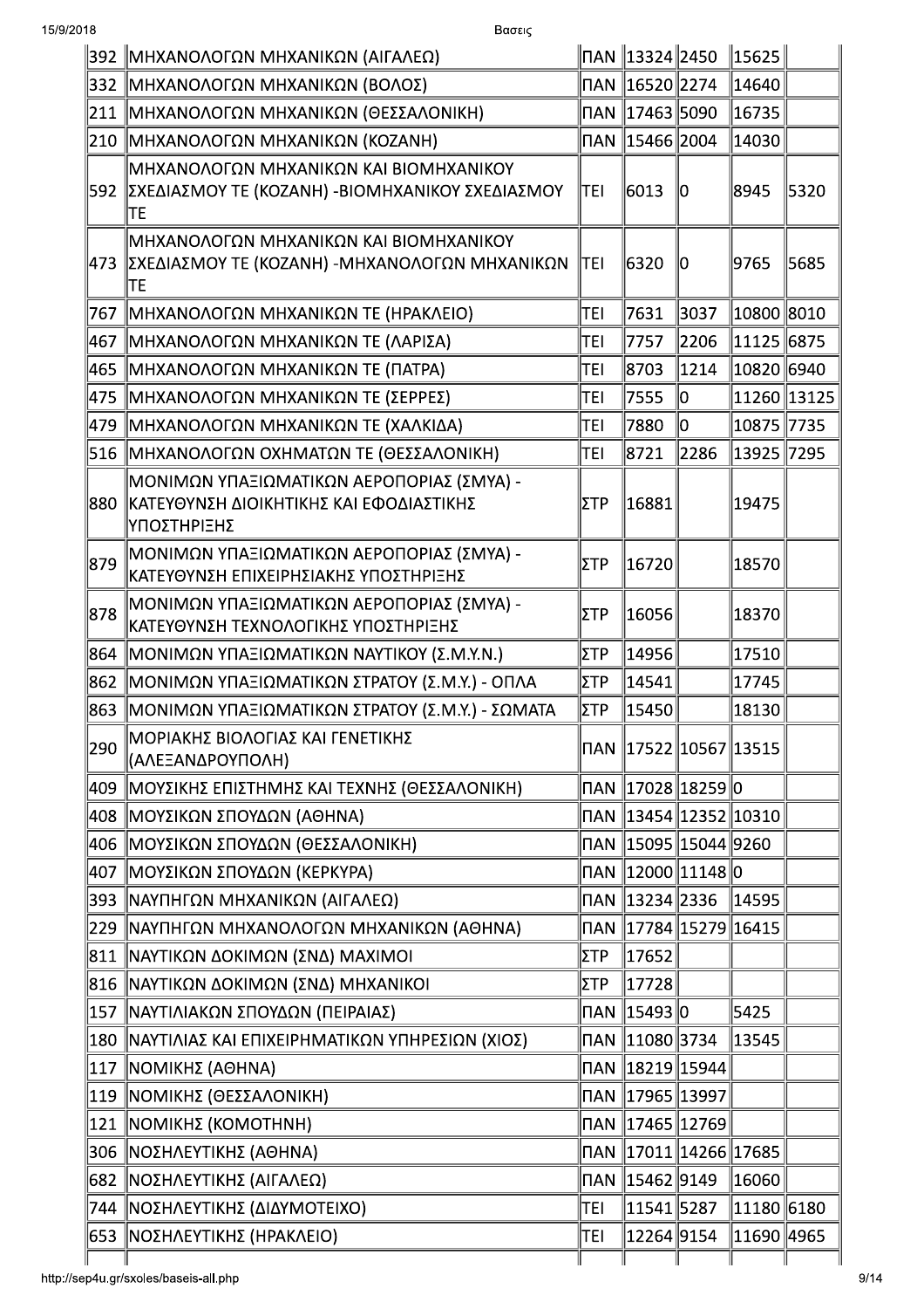| | | | | | | |
|---|---|---|---|---|---|---|
| 392 | ΜΗΧΑΝΟΛΟΓΩΝ ΜΗΧΑΝΙΚΩΝ (ΑΙΓΑΛΕΩ) | ΠΑΝ | 13324 | 2450 | 15625 | |
| 332 | ΜΗΧΑΝΟΛΟΓΩΝ ΜΗΧΑΝΙΚΩΝ (ΒΟΛΟΣ) | ΠΑΝ | 16520 | 2274 | 14640 | |
| 211 | ΜΗΧΑΝΟΛΟΓΩΝ ΜΗΧΑΝΙΚΩΝ (ΘΕΣΣΑΛΟΝΙΚΗ) | ΠΑΝ | 17463 | 5090 | 16735 | |
| 210 | ΜΗΧΑΝΟΛΟΓΩΝ ΜΗΧΑΝΙΚΩΝ (ΚΟΖΑΝΗ) | ΠΑΝ | 15466 | 2004 | 14030 | |
| 592 | ΜΗΧΑΝΟΛΟΓΩΝ ΜΗΧΑΝΙΚΩΝ ΚΑΙ ΒΙΟΜΗΧΑΝΙΚΟΥ ΣΧΕΔΙΑΣΜΟΥ ΤΕ (ΚΟΖΑΝΗ) -ΒΙΟΜΗΧΑΝΙΚΟΥ ΣΧΕΔΙΑΣΜΟΥ ΤΕ | ΤΕΙ | 6013 | 0 | 8945 | 5320 |
| 473 | ΜΗΧΑΝΟΛΟΓΩΝ ΜΗΧΑΝΙΚΩΝ ΚΑΙ ΒΙΟΜΗΧΑΝΙΚΟΥ ΣΧΕΔΙΑΣΜΟΥ ΤΕ (ΚΟΖΑΝΗ) -ΜΗΧΑΝΟΛΟΓΩΝ ΜΗΧΑΝΙΚΩΝ ΤΕ | ΤΕΙ | 6320 | 0 | 9765 | 5685 |
| 767 | ΜΗΧΑΝΟΛΟΓΩΝ ΜΗΧΑΝΙΚΩΝ ΤΕ (ΗΡΑΚΛΕΙΟ) | ΤΕΙ | 7631 | 3037 | 10800 | 8010 |
| 467 | ΜΗΧΑΝΟΛΟΓΩΝ ΜΗΧΑΝΙΚΩΝ ΤΕ (ΛΑΡΙΣΑ) | ΤΕΙ | 7757 | 2206 | 11125 | 6875 |
| 465 | ΜΗΧΑΝΟΛΟΓΩΝ ΜΗΧΑΝΙΚΩΝ ΤΕ (ΠΑΤΡΑ) | ΤΕΙ | 8703 | 1214 | 10820 | 6940 |
| 475 | ΜΗΧΑΝΟΛΟΓΩΝ ΜΗΧΑΝΙΚΩΝ ΤΕ (ΣΕΡΡΕΣ) | ΤΕΙ | 7555 | 0 | 11260 | 13125 |
| 479 | ΜΗΧΑΝΟΛΟΓΩΝ ΜΗΧΑΝΙΚΩΝ ΤΕ (ΧΑΛΚΙΔΑ) | ΤΕΙ | 7880 | 0 | 10875 | 7735 |
| 516 | ΜΗΧΑΝΟΛΟΓΩΝ ΟΧΗΜΑΤΩΝ ΤΕ (ΘΕΣΣΑΛΟΝΙΚΗ) | ΤΕΙ | 8721 | 2286 | 13925 | 7295 |
| 880 | ΜΟΝΙΜΩΝ ΥΠΑΞΙΩΜΑΤΙΚΩΝ ΑΕΡΟΠΟΡΙΑΣ (ΣΜΥΑ) - ΚΑΤΕΥΘΥΝΣΗ ΔΙΟΙΚΗΤΙΚΗΣ ΚΑΙ ΕΦΟΔΙΑΣΤΙΚΗΣ ΥΠΟΣΤΗΡΙΞΗΣ | ΣΤΡ | 16881 | | 19475 | |
| 879 | ΜΟΝΙΜΩΝ ΥΠΑΞΙΩΜΑΤΙΚΩΝ ΑΕΡΟΠΟΡΙΑΣ (ΣΜΥΑ) - ΚΑΤΕΥΘΥΝΣΗ ΕΠΙΧΕΙΡΗΣΙΑΚΗΣ ΥΠΟΣΤΗΡΙΞΗΣ | ΣΤΡ | 16720 | | 18570 | |
| 878 | ΜΟΝΙΜΩΝ ΥΠΑΞΙΩΜΑΤΙΚΩΝ ΑΕΡΟΠΟΡΙΑΣ (ΣΜΥΑ) - ΚΑΤΕΥΘΥΝΣΗ ΤΕΧΝΟΛΟΓΙΚΗΣ ΥΠΟΣΤΗΡΙΞΗΣ | ΣΤΡ | 16056 | | 18370 | |
| 864 | ΜΟΝΙΜΩΝ ΥΠΑΞΙΩΜΑΤΙΚΩΝ ΝΑΥΤΙΚΟΥ (Σ.Μ.Υ.Ν.) | ΣΤΡ | 14956 | | 17510 | |
| 862 | ΜΟΝΙΜΩΝ ΥΠΑΞΙΩΜΑΤΙΚΩΝ ΣΤΡΑΤΟΥ (Σ.Μ.Υ.) - ΟΠΛΑ | ΣΤΡ | 14541 | | 17745 | |
| 863 | ΜΟΝΙΜΩΝ ΥΠΑΞΙΩΜΑΤΙΚΩΝ ΣΤΡΑΤΟΥ (Σ.Μ.Υ.) - ΣΩΜΑΤΑ | ΣΤΡ | 15450 | | 18130 | |
| 290 | ΜΟΡΙΑΚΗΣ ΒΙΟΛΟΓΙΑΣ ΚΑΙ ΓΕΝΕΤΙΚΗΣ (ΑΛΕΞΑΝΔΡΟΥΠΟΛΗ) | ΠΑΝ | 17522 | 10567 | 13515 | |
| 409 | ΜΟΥΣΙΚΗΣ ΕΠΙΣΤΗΜΗΣ ΚΑΙ ΤΕΧΝΗΣ (ΘΕΣΣΑΛΟΝΙΚΗ) | ΠΑΝ | 17028 | 18259 | 0 | |
| 408 | ΜΟΥΣΙΚΩΝ ΣΠΟΥΔΩΝ (ΑΘΗΝΑ) | ΠΑΝ | 13454 | 12352 | 10310 | |
| 406 | ΜΟΥΣΙΚΩΝ ΣΠΟΥΔΩΝ (ΘΕΣΣΑΛΟΝΙΚΗ) | ΠΑΝ | 15095 | 15044 | 9260 | |
| 407 | ΜΟΥΣΙΚΩΝ ΣΠΟΥΔΩΝ (ΚΕΡΚΥΡΑ) | ΠΑΝ | 12000 | 11148 | 0 | |
| 393 | ΝΑΥΠΗΓΩΝ ΜΗΧΑΝΙΚΩΝ (ΑΙΓΑΛΕΩ) | ΠΑΝ | 13234 | 2336 | 14595 | |
| 229 | ΝΑΥΠΗΓΩΝ ΜΗΧΑΝΟΛΟΓΩΝ ΜΗΧΑΝΙΚΩΝ (ΑΘΗΝΑ) | ΠΑΝ | 17784 | 15279 | 16415 | |
| 811 | ΝΑΥΤΙΚΩΝ ΔΟΚΙΜΩΝ (ΣΝΔ) ΜΑΧΙΜΟΙ | ΣΤΡ | 17652 | | | |
| 816 | ΝΑΥΤΙΚΩΝ ΔΟΚΙΜΩΝ (ΣΝΔ) ΜΗΧΑΝΙΚΟΙ | ΣΤΡ | 17728 | | | |
| 157 | ΝΑΥΤΙΛΙΑΚΩΝ ΣΠΟΥΔΩΝ (ΠΕΙΡΑΙΑΣ) | ΠΑΝ | 15493 | 0 | 5425 | |
| 180 | ΝΑΥΤΙΛΙΑΣ ΚΑΙ ΕΠΙΧΕΙΡΗΜΑΤΙΚΩΝ ΥΠΗΡΕΣΙΩΝ (ΧΙΟΣ) | ΠΑΝ | 11080 | 3734 | 13545 | |
| 117 | ΝΟΜΙΚΗΣ (ΑΘΗΝΑ) | ΠΑΝ | 18219 | 15944 | | |
| 119 | ΝΟΜΙΚΗΣ (ΘΕΣΣΑΛΟΝΙΚΗ) | ΠΑΝ | 17965 | 13997 | | |
| 121 | ΝΟΜΙΚΗΣ (ΚΟΜΟΤΗΝΗ) | ΠΑΝ | 17465 | 12769 | | |
| 306 | ΝΟΣΗΛΕΥΤΙΚΗΣ (ΑΘΗΝΑ) | ΠΑΝ | 17011 | 14266 | 17685 | |
| 682 | ΝΟΣΗΛΕΥΤΙΚΗΣ (ΑΙΓΑΛΕΩ) | ΠΑΝ | 15462 | 9149 | 16060 | |
| 744 | ΝΟΣΗΛΕΥΤΙΚΗΣ (ΔΙΔΥΜΟΤΕΙΧΟ) | ΤΕΙ | 11541 | 5287 | 11180 | 6180 |
| 653 | ΝΟΣΗΛΕΥΤΙΚΗΣ (ΗΡΑΚΛΕΙΟ) | ΤΕΙ | 12264 | 9154 | 11690 | 4965 |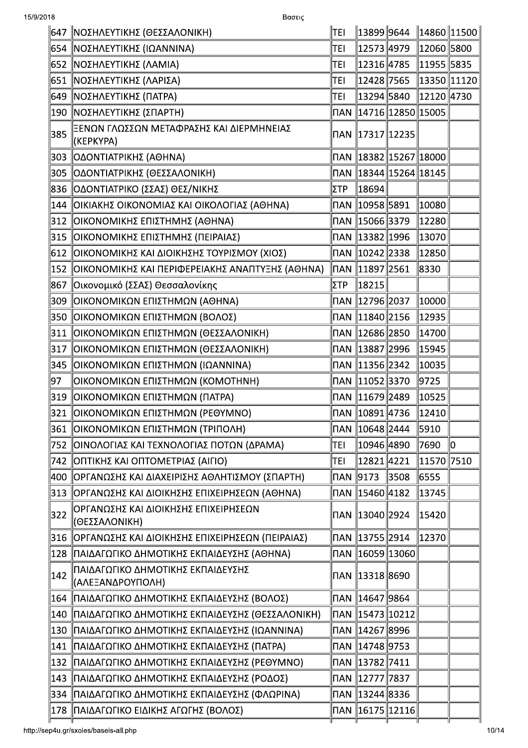| | | | | | | |
|---|---|---|---|---|---|---|
| 647 | ΝΟΣΗΛΕΥΤΙΚΗΣ (ΘΕΣΣΑΛΟΝΙΚΗ) | ΤΕΙ | 13899 | 9644 | 14860 | 11500 |
| 654 | ΝΟΣΗΛΕΥΤΙΚΗΣ (ΙΩΑΝΝΙΝΑ) | ΤΕΙ | 12573 | 4979 | 12060 | 5800 |
| 652 | ΝΟΣΗΛΕΥΤΙΚΗΣ (ΛΑΜΙΑ) | ΤΕΙ | 12316 | 4785 | 11955 | 5835 |
| 651 | ΝΟΣΗΛΕΥΤΙΚΗΣ (ΛΑΡΙΣΑ) | ΤΕΙ | 12428 | 7565 | 13350 | 11120 |
| 649 | ΝΟΣΗΛΕΥΤΙΚΗΣ (ΠΑΤΡΑ) | ΤΕΙ | 13294 | 5840 | 12120 | 4730 |
| 190 | ΝΟΣΗΛΕΥΤΙΚΗΣ (ΣΠΑΡΤΗ) | ΠΑΝ | 14716 | 12850 | 15005 | |
| 385 | ΞΕΝΩΝ ΓΛΩΣΣΩΝ ΜΕΤΑΦΡΑΣΗΣ ΚΑΙ ΔΙΕΡΜΗΝΕΙΑΣ (ΚΕΡΚΥΡΑ) | ΠΑΝ | 17317 | 12235 | | |
| 303 | ΟΔΟΝΤΙΑΤΡΙΚΗΣ (ΑΘΗΝΑ) | ΠΑΝ | 18382 | 15267 | 18000 | |
| 305 | ΟΔΟΝΤΙΑΤΡΙΚΗΣ (ΘΕΣΣΑΛΟΝΙΚΗ) | ΠΑΝ | 18344 | 15264 | 18145 | |
| 836 | ΟΔΟΝΤΙΑΤΡΙΚΟ (ΣΣΑΣ) ΘΕΣ/ΝΙΚΗΣ | ΣΤΡ | 18694 | | | |
| 144 | ΟΙΚΙΑΚΗΣ ΟΙΚΟΝΟΜΙΑΣ ΚΑΙ ΟΙΚΟΛΟΓΙΑΣ (ΑΘΗΝΑ) | ΠΑΝ | 10958 | 5891 | 10080 | |
| 312 | ΟΙΚΟΝΟΜΙΚΗΣ ΕΠΙΣΤΗΜΗΣ (ΑΘΗΝΑ) | ΠΑΝ | 15066 | 3379 | 12280 | |
| 315 | ΟΙΚΟΝΟΜΙΚΗΣ ΕΠΙΣΤΗΜΗΣ (ΠΕΙΡΑΙΑΣ) | ΠΑΝ | 13382 | 1996 | 13070 | |
| 612 | ΟΙΚΟΝΟΜΙΚΗΣ ΚΑΙ ΔΙΟΙΚΗΣΗΣ ΤΟΥΡΙΣΜΟΥ (ΧΙΟΣ) | ΠΑΝ | 10242 | 2338 | 12850 | |
| 152 | ΟΙΚΟΝΟΜΙΚΗΣ ΚΑΙ ΠΕΡΙΦΕΡΕΙΑΚΗΣ ΑΝΑΠΤΥΞΗΣ (ΑΘΗΝΑ) | ΠΑΝ | 11897 | 2561 | 8330 | |
| 867 | Οικονομικό (ΣΣΑΣ) Θεσσαλονίκης | ΣΤΡ | 18215 | | | |
| 309 | ΟΙΚΟΝΟΜΙΚΩΝ ΕΠΙΣΤΗΜΩΝ (ΑΘΗΝΑ) | ΠΑΝ | 12796 | 2037 | 10000 | |
| 350 | ΟΙΚΟΝΟΜΙΚΩΝ ΕΠΙΣΤΗΜΩΝ (ΒΟΛΟΣ) | ΠΑΝ | 11840 | 2156 | 12935 | |
| 311 | ΟΙΚΟΝΟΜΙΚΩΝ ΕΠΙΣΤΗΜΩΝ (ΘΕΣΣΑΛΟΝΙΚΗ) | ΠΑΝ | 12686 | 2850 | 14700 | |
| 317 | ΟΙΚΟΝΟΜΙΚΩΝ ΕΠΙΣΤΗΜΩΝ (ΘΕΣΣΑΛΟΝΙΚΗ) | ΠΑΝ | 13887 | 2996 | 15945 | |
| 345 | ΟΙΚΟΝΟΜΙΚΩΝ ΕΠΙΣΤΗΜΩΝ (ΙΩΑΝΝΙΝΑ) | ΠΑΝ | 11356 | 2342 | 10035 | |
| 97 | ΟΙΚΟΝΟΜΙΚΩΝ ΕΠΙΣΤΗΜΩΝ (ΚΟΜΟΤΗΝΗ) | ΠΑΝ | 11052 | 3370 | 9725 | |
| 319 | ΟΙΚΟΝΟΜΙΚΩΝ ΕΠΙΣΤΗΜΩΝ (ΠΑΤΡΑ) | ΠΑΝ | 11679 | 2489 | 10525 | |
| 321 | ΟΙΚΟΝΟΜΙΚΩΝ ΕΠΙΣΤΗΜΩΝ (ΡΕΘΥΜΝΟ) | ΠΑΝ | 10891 | 4736 | 12410 | |
| 361 | ΟΙΚΟΝΟΜΙΚΩΝ ΕΠΙΣΤΗΜΩΝ (ΤΡΙΠΟΛΗ) | ΠΑΝ | 10648 | 2444 | 5910 | |
| 752 | ΟΙΝΟΛΟΓΙΑΣ ΚΑΙ ΤΕΧΝΟΛΟΓΙΑΣ ΠΟΤΩΝ (ΔΡΑΜΑ) | ΤΕΙ | 10946 | 4890 | 7690 | 0 |
| 742 | ΟΠΤΙΚΗΣ ΚΑΙ ΟΠΤΟΜΕΤΡΙΑΣ (ΑΙΓΙΟ) | ΤΕΙ | 12821 | 4221 | 11570 | 7510 |
| 400 | ΟΡΓΑΝΩΣΗΣ ΚΑΙ ΔΙΑΧΕΙΡΙΣΗΣ ΑΘΛΗΤΙΣΜΟΥ (ΣΠΑΡΤΗ) | ΠΑΝ | 9173 | 3508 | 6555 | |
| 313 | ΟΡΓΑΝΩΣΗΣ ΚΑΙ ΔΙΟΙΚΗΣΗΣ ΕΠΙΧΕΙΡΗΣΕΩΝ (ΑΘΗΝΑ) | ΠΑΝ | 15460 | 4182 | 13745 | |
| 322 | ΟΡΓΑΝΩΣΗΣ ΚΑΙ ΔΙΟΙΚΗΣΗΣ ΕΠΙΧΕΙΡΗΣΕΩΝ (ΘΕΣΣΑΛΟΝΙΚΗ) | ΠΑΝ | 13040 | 2924 | 15420 | |
| 316 | ΟΡΓΑΝΩΣΗΣ ΚΑΙ ΔΙΟΙΚΗΣΗΣ ΕΠΙΧΕΙΡΗΣΕΩΝ (ΠΕΙΡΑΙΑΣ) | ΠΑΝ | 13755 | 2914 | 12370 | |
| 128 | ΠΑΙΔΑΓΩΓΙΚΟ ΔΗΜΟΤΙΚΗΣ ΕΚΠΑΙΔΕΥΣΗΣ (ΑΘΗΝΑ) | ΠΑΝ | 16059 | 13060 | | |
| 142 | ΠΑΙΔΑΓΩΓΙΚΟ ΔΗΜΟΤΙΚΗΣ ΕΚΠΑΙΔΕΥΣΗΣ (ΑΛΕΞΑΝΔΡΟΥΠΟΛΗ) | ΠΑΝ | 13318 | 8690 | | |
| 164 | ΠΑΙΔΑΓΩΓΙΚΟ ΔΗΜΟΤΙΚΗΣ ΕΚΠΑΙΔΕΥΣΗΣ (ΒΟΛΟΣ) | ΠΑΝ | 14647 | 9864 | | |
| 140 | ΠΑΙΔΑΓΩΓΙΚΟ ΔΗΜΟΤΙΚΗΣ ΕΚΠΑΙΔΕΥΣΗΣ (ΘΕΣΣΑΛΟΝΙΚΗ) | ΠΑΝ | 15473 | 10212 | | |
| 130 | ΠΑΙΔΑΓΩΓΙΚΟ ΔΗΜΟΤΙΚΗΣ ΕΚΠΑΙΔΕΥΣΗΣ (ΙΩΑΝΝΙΝΑ) | ΠΑΝ | 14267 | 8996 | | |
| 141 | ΠΑΙΔΑΓΩΓΙΚΟ ΔΗΜΟΤΙΚΗΣ ΕΚΠΑΙΔΕΥΣΗΣ (ΠΑΤΡΑ) | ΠΑΝ | 14748 | 9753 | | |
| 132 | ΠΑΙΔΑΓΩΓΙΚΟ ΔΗΜΟΤΙΚΗΣ ΕΚΠΑΙΔΕΥΣΗΣ (ΡΕΘΥΜΝΟ) | ΠΑΝ | 13782 | 7411 | | |
| 143 | ΠΑΙΔΑΓΩΓΙΚΟ ΔΗΜΟΤΙΚΗΣ ΕΚΠΑΙΔΕΥΣΗΣ (ΡΟΔΟΣ) | ΠΑΝ | 12777 | 7837 | | |
| 334 | ΠΑΙΔΑΓΩΓΙΚΟ ΔΗΜΟΤΙΚΗΣ ΕΚΠΑΙΔΕΥΣΗΣ (ΦΛΩΡΙΝΑ) | ΠΑΝ | 13244 | 8336 | | |
| 178 | ΠΑΙΔΑΓΩΓΙΚΟ ΕΙΔΙΚΗΣ ΑΓΩΓΗΣ (ΒΟΛΟΣ) | ΠΑΝ | 16175 | 12116 | | |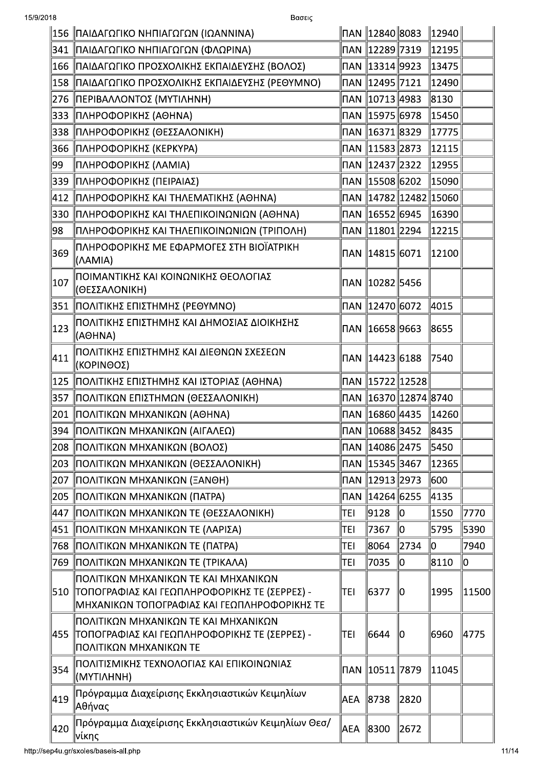| | | | | | | |
|---|---|---|---|---|---|---|
| 156 | ΠΑΙΔΑΓΩΓΙΚΟ ΝΗΠΙΑΓΩΓΩΝ (ΙΩΑΝΝΙΝΑ) | ΠΑΝ | 12840 | 8083 | 12940 | |
| 341 | ΠΑΙΔΑΓΩΓΙΚΟ ΝΗΠΙΑΓΩΓΩΝ (ΦΛΩΡΙΝΑ) | ΠΑΝ | 12289 | 7319 | 12195 | |
| 166 | ΠΑΙΔΑΓΩΓΙΚΟ ΠΡΟΣΧΟΛΙΚΗΣ ΕΚΠΑΙΔΕΥΣΗΣ (ΒΟΛΟΣ) | ΠΑΝ | 13314 | 9923 | 13475 | |
| 158 | ΠΑΙΔΑΓΩΓΙΚΟ ΠΡΟΣΧΟΛΙΚΗΣ ΕΚΠΑΙΔΕΥΣΗΣ (ΡΕΘΥΜΝΟ) | ΠΑΝ | 12495 | 7121 | 12490 | |
| 276 | ΠΕΡΙΒΑΛΛΟΝΤΟΣ (ΜΥΤΙΛΗΝΗ) | ΠΑΝ | 10713 | 4983 | 8130 | |
| 333 | ΠΛΗΡΟΦΟΡΙΚΗΣ (ΑΘΗΝΑ) | ΠΑΝ | 15975 | 6978 | 15450 | |
| 338 | ΠΛΗΡΟΦΟΡΙΚΗΣ (ΘΕΣΣΑΛΟΝΙΚΗ) | ΠΑΝ | 16371 | 8329 | 17775 | |
| 366 | ΠΛΗΡΟΦΟΡΙΚΗΣ (ΚΕΡΚΥΡΑ) | ΠΑΝ | 11583 | 2873 | 12115 | |
| 99 | ΠΛΗΡΟΦΟΡΙΚΗΣ (ΛΑΜΙΑ) | ΠΑΝ | 12437 | 2322 | 12955 | |
| 339 | ΠΛΗΡΟΦΟΡΙΚΗΣ (ΠΕΙΡΑΙΑΣ) | ΠΑΝ | 15508 | 6202 | 15090 | |
| 412 | ΠΛΗΡΟΦΟΡΙΚΗΣ ΚΑΙ ΤΗΛΕΜΑΤΙΚΗΣ (ΑΘΗΝΑ) | ΠΑΝ | 14782 | 12482 | 15060 | |
| 330 | ΠΛΗΡΟΦΟΡΙΚΗΣ ΚΑΙ ΤΗΛΕΠΙΚΟΙΝΩΝΙΩΝ (ΑΘΗΝΑ) | ΠΑΝ | 16552 | 6945 | 16390 | |
| 98 | ΠΛΗΡΟΦΟΡΙΚΗΣ ΚΑΙ ΤΗΛΕΠΙΚΟΙΝΩΝΙΩΝ (ΤΡΙΠΟΛΗ) | ΠΑΝ | 11801 | 2294 | 12215 | |
| 369 | ΠΛΗΡΟΦΟΡΙΚΗΣ ΜΕ ΕΦΑΡΜΟΓΕΣ ΣΤΗ ΒΙΟΪΑΤΡΙΚΗ (ΛΑΜΙΑ) | ΠΑΝ | 14815 | 6071 | 12100 | |
| 107 | ΠΟΙΜΑΝΤΙΚΗΣ ΚΑΙ ΚΟΙΝΩΝΙΚΗΣ ΘΕΟΛΟΓΙΑΣ (ΘΕΣΣΑΛΟΝΙΚΗ) | ΠΑΝ | 10282 | 5456 | | |
| 351 | ΠΟΛΙΤΙΚΗΣ ΕΠΙΣΤΗΜΗΣ (ΡΕΘΥΜΝΟ) | ΠΑΝ | 12470 | 6072 | 4015 | |
| 123 | ΠΟΛΙΤΙΚΗΣ ΕΠΙΣΤΗΜΗΣ ΚΑΙ ΔΗΜΟΣΙΑΣ ΔΙΟΙΚΗΣΗΣ (ΑΘΗΝΑ) | ΠΑΝ | 16658 | 9663 | 8655 | |
| 411 | ΠΟΛΙΤΙΚΗΣ ΕΠΙΣΤΗΜΗΣ ΚΑΙ ΔΙΕΘΝΩΝ ΣΧΕΣΕΩΝ (ΚΟΡΙΝΘΟΣ) | ΠΑΝ | 14423 | 6188 | 7540 | |
| 125 | ΠΟΛΙΤΙΚΗΣ ΕΠΙΣΤΗΜΗΣ ΚΑΙ ΙΣΤΟΡΙΑΣ (ΑΘΗΝΑ) | ΠΑΝ | 15722 | 12528 | | |
| 357 | ΠΟΛΙΤΙΚΩΝ ΕΠΙΣΤΗΜΩΝ (ΘΕΣΣΑΛΟΝΙΚΗ) | ΠΑΝ | 16370 | 12874 | 8740 | |
| 201 | ΠΟΛΙΤΙΚΩΝ ΜΗΧΑΝΙΚΩΝ (ΑΘΗΝΑ) | ΠΑΝ | 16860 | 4435 | 14260 | |
| 394 | ΠΟΛΙΤΙΚΩΝ ΜΗΧΑΝΙΚΩΝ (ΑΙΓΑΛΕΩ) | ΠΑΝ | 10688 | 3452 | 8435 | |
| 208 | ΠΟΛΙΤΙΚΩΝ ΜΗΧΑΝΙΚΩΝ (ΒΟΛΟΣ) | ΠΑΝ | 14086 | 2475 | 5450 | |
| 203 | ΠΟΛΙΤΙΚΩΝ ΜΗΧΑΝΙΚΩΝ (ΘΕΣΣΑΛΟΝΙΚΗ) | ΠΑΝ | 15345 | 3467 | 12365 | |
| 207 | ΠΟΛΙΤΙΚΩΝ ΜΗΧΑΝΙΚΩΝ (ΞΑΝΘΗ) | ΠΑΝ | 12913 | 2973 | 600 | |
| 205 | ΠΟΛΙΤΙΚΩΝ ΜΗΧΑΝΙΚΩΝ (ΠΑΤΡΑ) | ΠΑΝ | 14264 | 6255 | 4135 | |
| 447 | ΠΟΛΙΤΙΚΩΝ ΜΗΧΑΝΙΚΩΝ ΤΕ (ΘΕΣΣΑΛΟΝΙΚΗ) | ΤΕΙ | 9128 | 0 | 1550 | 7770 |
| 451 | ΠΟΛΙΤΙΚΩΝ ΜΗΧΑΝΙΚΩΝ ΤΕ (ΛΑΡΙΣΑ) | ΤΕΙ | 7367 | 0 | 5795 | 5390 |
| 768 | ΠΟΛΙΤΙΚΩΝ ΜΗΧΑΝΙΚΩΝ ΤΕ (ΠΑΤΡΑ) | ΤΕΙ | 8064 | 2734 | 0 | 7940 |
| 769 | ΠΟΛΙΤΙΚΩΝ ΜΗΧΑΝΙΚΩΝ ΤΕ (ΤΡΙΚΑΛΑ) | ΤΕΙ | 7035 | 0 | 8110 | 0 |
| 510 | ΠΟΛΙΤΙΚΩΝ ΜΗΧΑΝΙΚΩΝ ΤΕ ΚΑΙ ΜΗΧΑΝΙΚΩΝ ΤΟΠΟΓΡΑΦΙΑΣ ΚΑΙ ΓΕΩΠΛΗΡΟΦΟΡΙΚΗΣ ΤΕ (ΣΕΡΡΕΣ) - ΜΗΧΑΝΙΚΩΝ ΤΟΠΟΓΡΑΦΙΑΣ ΚΑΙ ΓΕΩΠΛΗΡΟΦΟΡΙΚΗΣ ΤΕ | ΤΕΙ | 6377 | 0 | 1995 | 11500 |
| 455 | ΠΟΛΙΤΙΚΩΝ ΜΗΧΑΝΙΚΩΝ ΤΕ ΚΑΙ ΜΗΧΑΝΙΚΩΝ ΤΟΠΟΓΡΑΦΙΑΣ ΚΑΙ ΓΕΩΠΛΗΡΟΦΟΡΙΚΗΣ ΤΕ (ΣΕΡΡΕΣ) - ΠΟΛΙΤΙΚΩΝ ΜΗΧΑΝΙΚΩΝ ΤΕ | ΤΕΙ | 6644 | 0 | 6960 | 4775 |
| 354 | ΠΟΛΙΤΙΣΜΙΚΗΣ ΤΕΧΝΟΛΟΓΙΑΣ ΚΑΙ ΕΠΙΚΟΙΝΩΝΙΑΣ (ΜΥΤΙΛΗΝΗ) | ΠΑΝ | 10511 | 7879 | 11045 | |
| 419 | Πρόγραμμα Διαχείρισης Εκκλησιαστικών Κειμηλίων Αθήνας | ΑΕΑ | 8738 | 2820 | | |
| 420 | Πρόγραμμα Διαχείρισης Εκκλησιαστικών Κειμηλίων Θεσ/νίκης | ΑΕΑ | 8300 | 2672 | | |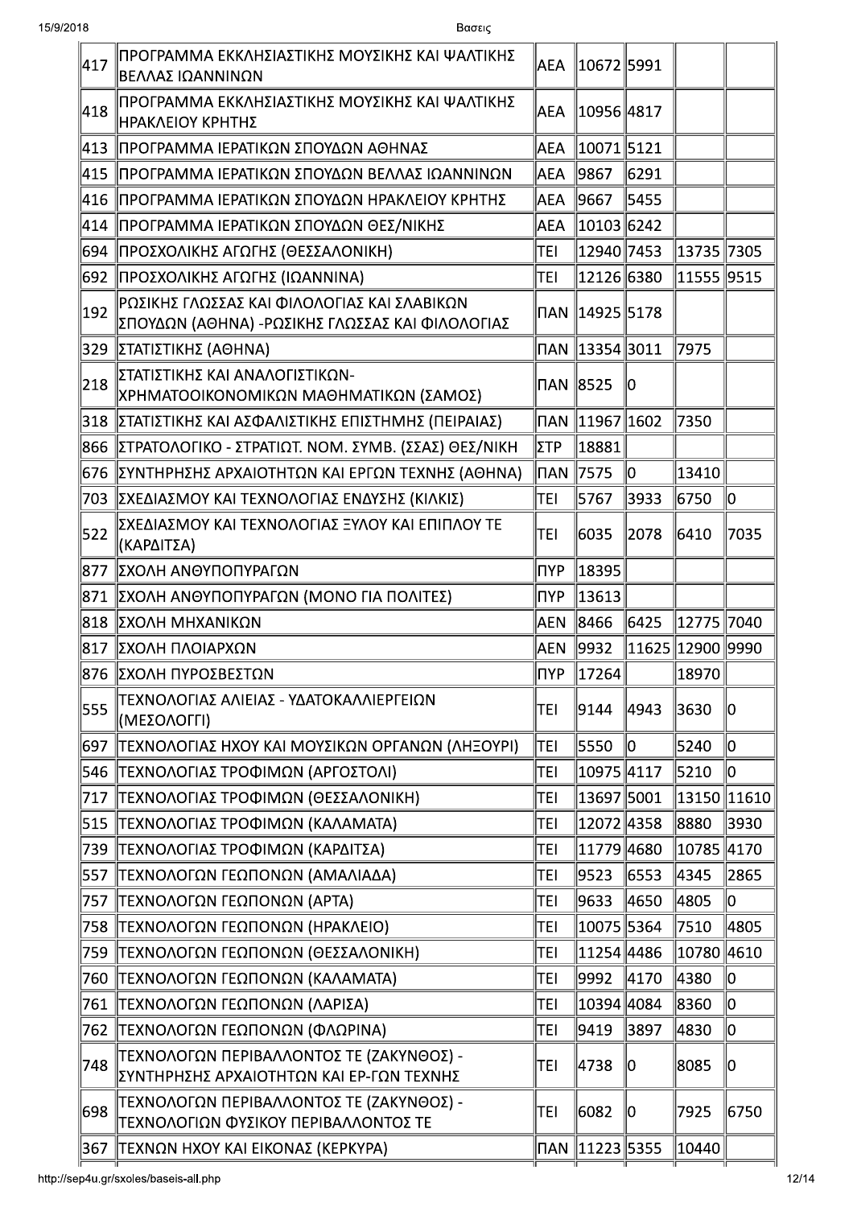| | | | | | | |
|---|---|---|---|---|---|---|
| 417 | ΠΡΟΓΡΑΜΜΑ ΕΚΚΛΗΣΙΑΣΤΙΚΗΣ ΜΟΥΣΙΚΗΣ ΚΑΙ ΨΑΛΤΙΚΗΣ ΒΕΛΛΑΣ ΙΩΑΝΝΙΝΩΝ | ΑΕΑ | 10672 | 5991 | | |
| 418 | ΠΡΟΓΡΑΜΜΑ ΕΚΚΛΗΣΙΑΣΤΙΚΗΣ ΜΟΥΣΙΚΗΣ ΚΑΙ ΨΑΛΤΙΚΗΣ ΗΡΑΚΛΕΙΟΥ ΚΡΗΤΗΣ | ΑΕΑ | 10956 | 4817 | | |
| 413 | ΠΡΟΓΡΑΜΜΑ ΙΕΡΑΤΙΚΩΝ ΣΠΟΥΔΩΝ ΑΘΗΝΑΣ | ΑΕΑ | 10071 | 5121 | | |
| 415 | ΠΡΟΓΡΑΜΜΑ ΙΕΡΑΤΙΚΩΝ ΣΠΟΥΔΩΝ ΒΕΛΛΑΣ ΙΩΑΝΝΙΝΩΝ | ΑΕΑ | 9867 | 6291 | | |
| 416 | ΠΡΟΓΡΑΜΜΑ ΙΕΡΑΤΙΚΩΝ ΣΠΟΥΔΩΝ ΗΡΑΚΛΕΙΟΥ ΚΡΗΤΗΣ | ΑΕΑ | 9667 | 5455 | | |
| 414 | ΠΡΟΓΡΑΜΜΑ ΙΕΡΑΤΙΚΩΝ ΣΠΟΥΔΩΝ ΘΕΣ/ΝΙΚΗΣ | ΑΕΑ | 10103 | 6242 | | |
| 694 | ΠΡΟΣΧΟΛΙΚΗΣ ΑΓΩΓΗΣ (ΘΕΣΣΑΛΟΝΙΚΗ) | ΤΕΙ | 12940 | 7453 | 13735 | 7305 |
| 692 | ΠΡΟΣΧΟΛΙΚΗΣ ΑΓΩΓΗΣ (ΙΩΑΝΝΙΝΑ) | ΤΕΙ | 12126 | 6380 | 11555 | 9515 |
| 192 | ΡΩΣΙΚΗΣ ΓΛΩΣΣΑΣ ΚΑΙ ΦΙΛΟΛΟΓΙΑΣ ΚΑΙ ΣΛΑΒΙΚΩΝ ΣΠΟΥΔΩΝ (ΑΘΗΝΑ) -ΡΩΣΙΚΗΣ ΓΛΩΣΣΑΣ ΚΑΙ ΦΙΛΟΛΟΓΙΑΣ | ΠΑΝ | 14925 | 5178 | | |
| 329 | ΣΤΑΤΙΣΤΙΚΗΣ (ΑΘΗΝΑ) | ΠΑΝ | 13354 | 3011 | 7975 | |
| 218 | ΣΤΑΤΙΣΤΙΚΗΣ ΚΑΙ ΑΝΑΛΟΓΙΣΤΙΚΩΝ-ΧΡΗΜΑΤΟΟΙΚΟΝΟΜΙΚΩΝ ΜΑΘΗΜΑΤΙΚΩΝ (ΣΑΜΟΣ) | ΠΑΝ | 8525 | 0 | | |
| 318 | ΣΤΑΤΙΣΤΙΚΗΣ ΚΑΙ ΑΣΦΑΛΙΣΤΙΚΗΣ ΕΠΙΣΤΗΜΗΣ (ΠΕΙΡΑΙΑΣ) | ΠΑΝ | 11967 | 1602 | 7350 | |
| 866 | ΣΤΡΑΤΟΛΟΓΙΚΟ - ΣΤΡΑΤΙΩΤ. ΝΟΜ. ΣΥΜΒ. (ΣΣΑΣ) ΘΕΣ/ΝΙΚΗ | ΣΤΡ | 18881 | | | |
| 676 | ΣΥΝΤΗΡΗΣΗΣ ΑΡΧΑΙΟΤΗΤΩΝ ΚΑΙ ΕΡΓΩΝ ΤΕΧΝΗΣ (ΑΘΗΝΑ) | ΠΑΝ | 7575 | 0 | 13410 | |
| 703 | ΣΧΕΔΙΑΣΜΟΥ ΚΑΙ ΤΕΧΝΟΛΟΓΙΑΣ ΕΝΔΥΣΗΣ (ΚΙΛΚΙΣ) | ΤΕΙ | 5767 | 3933 | 6750 | 0 |
| 522 | ΣΧΕΔΙΑΣΜΟΥ ΚΑΙ ΤΕΧΝΟΛΟΓΙΑΣ ΞΥΛΟΥ ΚΑΙ ΕΠΙΠΛΟΥ ΤΕ (ΚΑΡΔΙΤΣΑ) | ΤΕΙ | 6035 | 2078 | 6410 | 7035 |
| 877 | ΣΧΟΛΗ ΑΝΘΥΠΟΠΥΡΑΓΩΝ | ΠΥΡ | 18395 | | | |
| 871 | ΣΧΟΛΗ ΑΝΘΥΠΟΠΥΡΑΓΩΝ (ΜΟΝΟ ΓΙΑ ΠΟΛΙΤΕΣ) | ΠΥΡ | 13613 | | | |
| 818 | ΣΧΟΛΗ ΜΗΧΑΝΙΚΩΝ | ΑΕΝ | 8466 | 6425 | 12775 | 7040 |
| 817 | ΣΧΟΛΗ ΠΛΟΙΑΡΧΩΝ | ΑΕΝ | 9932 | 11625 | 12900 | 9990 |
| 876 | ΣΧΟΛΗ ΠΥΡΟΣΒΕΣΤΩΝ | ΠΥΡ | 17264 | | 18970 | |
| 555 | ΤΕΧΝΟΛΟΓΙΑΣ ΑΛΙΕΙΑΣ - ΥΔΑΤΟΚΑΛΛΙΕΡΓΕΙΩΝ (ΜΕΣΟΛΟΓΓΙ) | ΤΕΙ | 9144 | 4943 | 3630 | 0 |
| 697 | ΤΕΧΝΟΛΟΓΙΑΣ ΗΧΟΥ ΚΑΙ ΜΟΥΣΙΚΩΝ ΟΡΓΑΝΩΝ (ΛΗΞΟΥΡΙ) | ΤΕΙ | 5550 | 0 | 5240 | 0 |
| 546 | ΤΕΧΝΟΛΟΓΙΑΣ ΤΡΟΦΙΜΩΝ (ΑΡΓΟΣΤΟΛΙ) | ΤΕΙ | 10975 | 4117 | 5210 | 0 |
| 717 | ΤΕΧΝΟΛΟΓΙΑΣ ΤΡΟΦΙΜΩΝ (ΘΕΣΣΑΛΟΝΙΚΗ) | ΤΕΙ | 13697 | 5001 | 13150 | 11610 |
| 515 | ΤΕΧΝΟΛΟΓΙΑΣ ΤΡΟΦΙΜΩΝ (ΚΑΛΑΜΑΤΑ) | ΤΕΙ | 12072 | 4358 | 8880 | 3930 |
| 739 | ΤΕΧΝΟΛΟΓΙΑΣ ΤΡΟΦΙΜΩΝ (ΚΑΡΔΙΤΣΑ) | ΤΕΙ | 11779 | 4680 | 10785 | 4170 |
| 557 | ΤΕΧΝΟΛΟΓΩΝ ΓΕΩΠΟΝΩΝ (ΑΜΑΛΙΑΔΑ) | ΤΕΙ | 9523 | 6553 | 4345 | 2865 |
| 757 | ΤΕΧΝΟΛΟΓΩΝ ΓΕΩΠΟΝΩΝ (ΑΡΤΑ) | ΤΕΙ | 9633 | 4650 | 4805 | 0 |
| 758 | ΤΕΧΝΟΛΟΓΩΝ ΓΕΩΠΟΝΩΝ (ΗΡΑΚΛΕΙΟ) | ΤΕΙ | 10075 | 5364 | 7510 | 4805 |
| 759 | ΤΕΧΝΟΛΟΓΩΝ ΓΕΩΠΟΝΩΝ (ΘΕΣΣΑΛΟΝΙΚΗ) | ΤΕΙ | 11254 | 4486 | 10780 | 4610 |
| 760 | ΤΕΧΝΟΛΟΓΩΝ ΓΕΩΠΟΝΩΝ (ΚΑΛΑΜΑΤΑ) | ΤΕΙ | 9992 | 4170 | 4380 | 0 |
| 761 | ΤΕΧΝΟΛΟΓΩΝ ΓΕΩΠΟΝΩΝ (ΛΑΡΙΣΑ) | ΤΕΙ | 10394 | 4084 | 8360 | 0 |
| 762 | ΤΕΧΝΟΛΟΓΩΝ ΓΕΩΠΟΝΩΝ (ΦΛΩΡΙΝΑ) | ΤΕΙ | 9419 | 3897 | 4830 | 0 |
| 748 | ΤΕΧΝΟΛΟΓΩΝ ΠΕΡΙΒΑΛΛΟΝΤΟΣ ΤΕ (ΖΑΚΥΝΘΟΣ) - ΣΥΝΤΗΡΗΣΗΣ ΑΡΧΑΙΟΤΗΤΩΝ ΚΑΙ ΕΡ-ΓΩΝ ΤΕΧΝΗΣ | ΤΕΙ | 4738 | 0 | 8085 | 0 |
| 698 | ΤΕΧΝΟΛΟΓΩΝ ΠΕΡΙΒΑΛΛΟΝΤΟΣ ΤΕ (ΖΑΚΥΝΘΟΣ) - ΤΕΧΝΟΛΟΓΙΩΝ ΦΥΣΙΚΟΥ ΠΕΡΙΒΑΛΛΟΝΤΟΣ ΤΕ | ΤΕΙ | 6082 | 0 | 7925 | 6750 |
| 367 | ΤΕΧΝΩΝ ΗΧΟΥ ΚΑΙ ΕΙΚΟΝΑΣ (ΚΕΡΚΥΡΑ) | ΠΑΝ | 11223 | 5355 | 10440 | |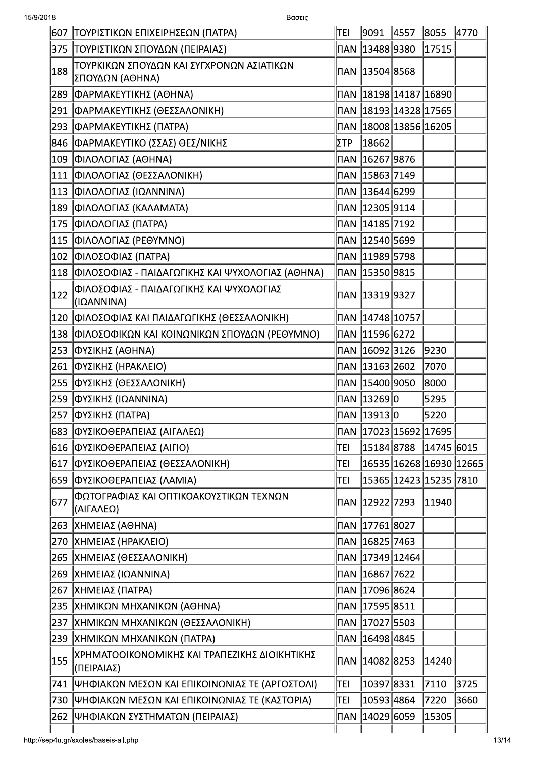| | | | | | | |
|---|---|---|---|---|---|---|
| 607 | ΤΟΥΡΙΣΤΙΚΩΝ ΕΠΙΧΕΙΡΗΣΕΩΝ (ΠΑΤΡΑ) | ΤΕΙ | 9091 | 4557 | 8055 | 4770 |
| 375 | ΤΟΥΡΙΣΤΙΚΩΝ ΣΠΟΥΔΩΝ (ΠΕΙΡΑΙΑΣ) | ΠΑΝ | 13488 | 9380 | 17515 | |
| 188 | ΤΟΥΡΚΙΚΩΝ ΣΠΟΥΔΩΝ ΚΑΙ ΣΥΓΧΡΟΝΩΝ ΑΣΙΑΤΙΚΩΝ ΣΠΟΥΔΩΝ (ΑΘΗΝΑ) | ΠΑΝ | 13504 | 8568 | | |
| 289 | ΦΑΡΜΑΚΕΥΤΙΚΗΣ (ΑΘΗΝΑ) | ΠΑΝ | 18198 | 14187 | 16890 | |
| 291 | ΦΑΡΜΑΚΕΥΤΙΚΗΣ (ΘΕΣΣΑΛΟΝΙΚΗ) | ΠΑΝ | 18193 | 14328 | 17565 | |
| 293 | ΦΑΡΜΑΚΕΥΤΙΚΗΣ (ΠΑΤΡΑ) | ΠΑΝ | 18008 | 13856 | 16205 | |
| 846 | ΦΑΡΜΑΚΕΥΤΙΚΟ (ΣΣΑΣ) ΘΕΣ/ΝΙΚΗΣ | ΣΤΡ | 18662 | | | |
| 109 | ΦΙΛΟΛΟΓΙΑΣ (ΑΘΗΝΑ) | ΠΑΝ | 16267 | 9876 | | |
| 111 | ΦΙΛΟΛΟΓΙΑΣ (ΘΕΣΣΑΛΟΝΙΚΗ) | ΠΑΝ | 15863 | 7149 | | |
| 113 | ΦΙΛΟΛΟΓΙΑΣ (ΙΩΑΝΝΙΝΑ) | ΠΑΝ | 13644 | 6299 | | |
| 189 | ΦΙΛΟΛΟΓΙΑΣ (ΚΑΛΑΜΑΤΑ) | ΠΑΝ | 12305 | 9114 | | |
| 175 | ΦΙΛΟΛΟΓΙΑΣ (ΠΑΤΡΑ) | ΠΑΝ | 14185 | 7192 | | |
| 115 | ΦΙΛΟΛΟΓΙΑΣ (ΡΕΘΥΜΝΟ) | ΠΑΝ | 12540 | 5699 | | |
| 102 | ΦΙΛΟΣΟΦΙΑΣ (ΠΑΤΡΑ) | ΠΑΝ | 11989 | 5798 | | |
| 118 | ΦΙΛΟΣΟΦΙΑΣ - ΠΑΙΔΑΓΩΓΙΚΗΣ ΚΑΙ ΨΥΧΟΛΟΓΙΑΣ (ΑΘΗΝΑ) | ΠΑΝ | 15350 | 9815 | | |
| 122 | ΦΙΛΟΣΟΦΙΑΣ - ΠΑΙΔΑΓΩΓΙΚΗΣ ΚΑΙ ΨΥΧΟΛΟΓΙΑΣ (ΙΩΑΝΝΙΝΑ) | ΠΑΝ | 13319 | 9327 | | |
| 120 | ΦΙΛΟΣΟΦΙΑΣ ΚΑΙ ΠΑΙΔΑΓΩΓΙΚΗΣ (ΘΕΣΣΑΛΟΝΙΚΗ) | ΠΑΝ | 14748 | 10757 | | |
| 138 | ΦΙΛΟΣΟΦΙΚΩΝ ΚΑΙ ΚΟΙΝΩΝΙΚΩΝ ΣΠΟΥΔΩΝ (ΡΕΘΥΜΝΟ) | ΠΑΝ | 11596 | 6272 | | |
| 253 | ΦΥΣΙΚΗΣ (ΑΘΗΝΑ) | ΠΑΝ | 16092 | 3126 | 9230 | |
| 261 | ΦΥΣΙΚΗΣ (ΗΡΑΚΛΕΙΟ) | ΠΑΝ | 13163 | 2602 | 7070 | |
| 255 | ΦΥΣΙΚΗΣ (ΘΕΣΣΑΛΟΝΙΚΗ) | ΠΑΝ | 15400 | 9050 | 8000 | |
| 259 | ΦΥΣΙΚΗΣ (ΙΩΑΝΝΙΝΑ) | ΠΑΝ | 13269 | 0 | 5295 | |
| 257 | ΦΥΣΙΚΗΣ (ΠΑΤΡΑ) | ΠΑΝ | 13913 | 0 | 5220 | |
| 683 | ΦΥΣΙΚΟΘΕΡΑΠΕΙΑΣ (ΑΙΓΑΛΕΩ) | ΠΑΝ | 17023 | 15692 | 17695 | |
| 616 | ΦΥΣΙΚΟΘΕΡΑΠΕΙΑΣ (ΑΙΓΙΟ) | ΤΕΙ | 15184 | 8788 | 14745 | 6015 |
| 617 | ΦΥΣΙΚΟΘΕΡΑΠΕΙΑΣ (ΘΕΣΣΑΛΟΝΙΚΗ) | ΤΕΙ | 16535 | 16268 | 16930 | 12665 |
| 659 | ΦΥΣΙΚΟΘΕΡΑΠΕΙΑΣ (ΛΑΜΙΑ) | ΤΕΙ | 15365 | 12423 | 15235 | 7810 |
| 677 | ΦΩΤΟΓΡΑΦΙΑΣ ΚΑΙ ΟΠΤΙΚΟΑΚΟΥΣΤΙΚΩΝ ΤΕΧΝΩΝ (ΑΙΓΑΛΕΩ) | ΠΑΝ | 12922 | 7293 | 11940 | |
| 263 | ΧΗΜΕΙΑΣ (ΑΘΗΝΑ) | ΠΑΝ | 17761 | 8027 | | |
| 270 | ΧΗΜΕΙΑΣ (ΗΡΑΚΛΕΙΟ) | ΠΑΝ | 16825 | 7463 | | |
| 265 | ΧΗΜΕΙΑΣ (ΘΕΣΣΑΛΟΝΙΚΗ) | ΠΑΝ | 17349 | 12464 | | |
| 269 | ΧΗΜΕΙΑΣ (ΙΩΑΝΝΙΝΑ) | ΠΑΝ | 16867 | 7622 | | |
| 267 | ΧΗΜΕΙΑΣ (ΠΑΤΡΑ) | ΠΑΝ | 17096 | 8624 | | |
| 235 | ΧΗΜΙΚΩΝ ΜΗΧΑΝΙΚΩΝ (ΑΘΗΝΑ) | ΠΑΝ | 17595 | 8511 | | |
| 237 | ΧΗΜΙΚΩΝ ΜΗΧΑΝΙΚΩΝ (ΘΕΣΣΑΛΟΝΙΚΗ) | ΠΑΝ | 17027 | 5503 | | |
| 239 | ΧΗΜΙΚΩΝ ΜΗΧΑΝΙΚΩΝ (ΠΑΤΡΑ) | ΠΑΝ | 16498 | 4845 | | |
| 155 | ΧΡΗΜΑΤΟΟΙΚΟΝΟΜΙΚΗΣ ΚΑΙ ΤΡΑΠΕΖΙΚΗΣ ΔΙΟΙΚΗΤΙΚΗΣ (ΠΕΙΡΑΙΑΣ) | ΠΑΝ | 14082 | 8253 | 14240 | |
| 741 | ΨΗΦΙΑΚΩΝ ΜΕΣΩΝ ΚΑΙ ΕΠΙΚΟΙΝΩΝΙΑΣ ΤΕ (ΑΡΓΟΣΤΟΛΙ) | ΤΕΙ | 10397 | 8331 | 7110 | 3725 |
| 730 | ΨΗΦΙΑΚΩΝ ΜΕΣΩΝ ΚΑΙ ΕΠΙΚΟΙΝΩΝΙΑΣ ΤΕ (ΚΑΣΤΟΡΙΑ) | ΤΕΙ | 10593 | 4864 | 7220 | 3660 |
| 262 | ΨΗΦΙΑΚΩΝ ΣΥΣΤΗΜΑΤΩΝ (ΠΕΙΡΑΙΑΣ) | ΠΑΝ | 14029 | 6059 | 15305 | |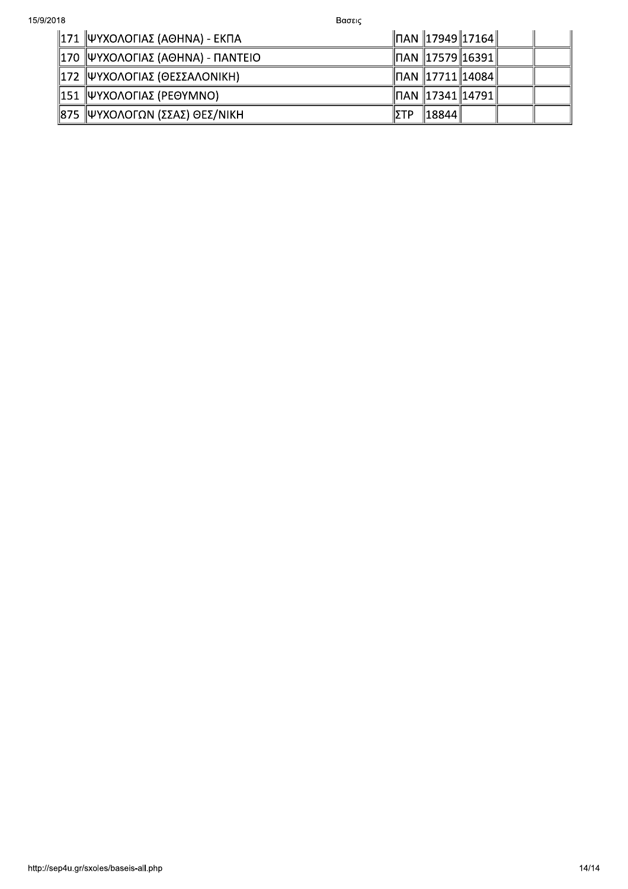| | | | | | | |
|---|---|---|---|---|---|---|
| 171 | ΨΥΧΟΛΟΓΙΑΣ (ΑΘΗΝΑ) - ΕΚΠΑ | ΠΑΝ | 17949 | 17164 | | |
| 170 | ΨΥΧΟΛΟΓΙΑΣ (ΑΘΗΝΑ) - ΠΑΝΤΕΙΟ | ΠΑΝ | 17579 | 16391 | | |
| 172 | ΨΥΧΟΛΟΓΙΑΣ (ΘΕΣΣΑΛΟΝΙΚΗ) | ΠΑΝ | 17711 | 14084 | | |
| 151 | ΨΥΧΟΛΟΓΙΑΣ (ΡΕΘΥΜΝΟ) | ΠΑΝ | 17341 | 14791 | | |
| 875 | ΨΥΧΟΛΟΓΩΝ (ΣΣΑΣ) ΘΕΣ/ΝΙΚΗ | ΣΤΡ | 18844 | | | |